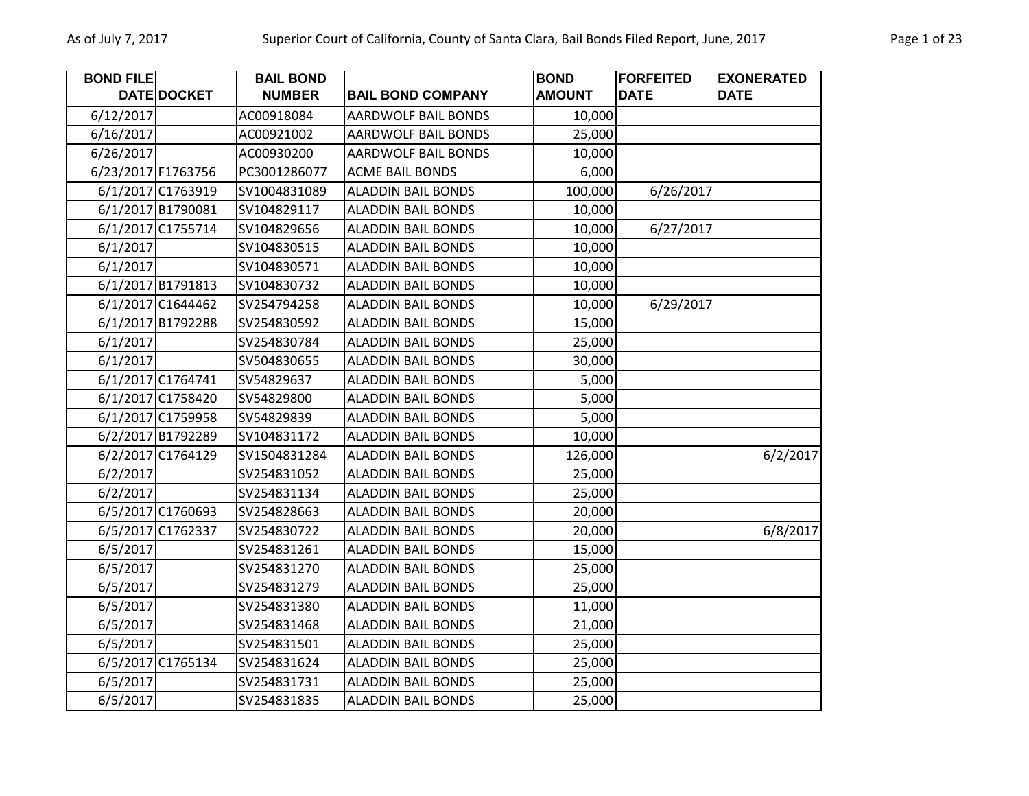| BOND FILE DATE | DOCKET | BAIL BOND NUMBER | BAIL BOND COMPANY | BOND AMOUNT | FORFEITED DATE | EXONERATED DATE |
|---|---|---|---|---|---|---|
| 6/12/2017 | | AC00918084 | AARDWOLF BAIL BONDS | 10,000 | | |
| 6/16/2017 | | AC00921002 | AARDWOLF BAIL BONDS | 25,000 | | |
| 6/26/2017 | | AC00930200 | AARDWOLF BAIL BONDS | 10,000 | | |
| 6/23/2017 | F1763756 | PC3001286077 | ACME BAIL BONDS | 6,000 | | |
| 6/1/2017 | C1763919 | SV1004831089 | ALADDIN BAIL BONDS | 100,000 | 6/26/2017 | |
| 6/1/2017 | B1790081 | SV104829117 | ALADDIN BAIL BONDS | 10,000 | | |
| 6/1/2017 | C1755714 | SV104829656 | ALADDIN BAIL BONDS | 10,000 | 6/27/2017 | |
| 6/1/2017 | | SV104830515 | ALADDIN BAIL BONDS | 10,000 | | |
| 6/1/2017 | | SV104830571 | ALADDIN BAIL BONDS | 10,000 | | |
| 6/1/2017 | B1791813 | SV104830732 | ALADDIN BAIL BONDS | 10,000 | | |
| 6/1/2017 | C1644462 | SV254794258 | ALADDIN BAIL BONDS | 10,000 | 6/29/2017 | |
| 6/1/2017 | B1792288 | SV254830592 | ALADDIN BAIL BONDS | 15,000 | | |
| 6/1/2017 | | SV254830784 | ALADDIN BAIL BONDS | 25,000 | | |
| 6/1/2017 | | SV504830655 | ALADDIN BAIL BONDS | 30,000 | | |
| 6/1/2017 | C1764741 | SV54829637 | ALADDIN BAIL BONDS | 5,000 | | |
| 6/1/2017 | C1758420 | SV54829800 | ALADDIN BAIL BONDS | 5,000 | | |
| 6/1/2017 | C1759958 | SV54829839 | ALADDIN BAIL BONDS | 5,000 | | |
| 6/2/2017 | B1792289 | SV104831172 | ALADDIN BAIL BONDS | 10,000 | | |
| 6/2/2017 | C1764129 | SV1504831284 | ALADDIN BAIL BONDS | 126,000 | | 6/2/2017 |
| 6/2/2017 | | SV254831052 | ALADDIN BAIL BONDS | 25,000 | | |
| 6/2/2017 | | SV254831134 | ALADDIN BAIL BONDS | 25,000 | | |
| 6/5/2017 | C1760693 | SV254828663 | ALADDIN BAIL BONDS | 20,000 | | |
| 6/5/2017 | C1762337 | SV254830722 | ALADDIN BAIL BONDS | 20,000 | | 6/8/2017 |
| 6/5/2017 | | SV254831261 | ALADDIN BAIL BONDS | 15,000 | | |
| 6/5/2017 | | SV254831270 | ALADDIN BAIL BONDS | 25,000 | | |
| 6/5/2017 | | SV254831279 | ALADDIN BAIL BONDS | 25,000 | | |
| 6/5/2017 | | SV254831380 | ALADDIN BAIL BONDS | 11,000 | | |
| 6/5/2017 | | SV254831468 | ALADDIN BAIL BONDS | 21,000 | | |
| 6/5/2017 | | SV254831501 | ALADDIN BAIL BONDS | 25,000 | | |
| 6/5/2017 | C1765134 | SV254831624 | ALADDIN BAIL BONDS | 25,000 | | |
| 6/5/2017 | | SV254831731 | ALADDIN BAIL BONDS | 25,000 | | |
| 6/5/2017 | | SV254831835 | ALADDIN BAIL BONDS | 25,000 | | |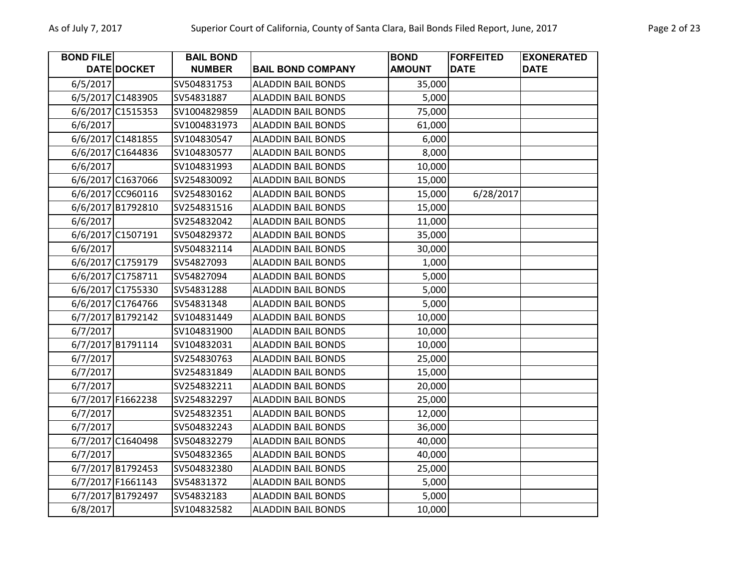| BOND FILE DATE | DOCKET | BAIL BOND NUMBER | BAIL BOND COMPANY | BOND AMOUNT | FORFEITED DATE | EXONERATED DATE |
|---|---|---|---|---|---|---|
| 6/5/2017 | | SV504831753 | ALADDIN BAIL BONDS | 35,000 | | |
| 6/5/2017 | C1483905 | SV54831887 | ALADDIN BAIL BONDS | 5,000 | | |
| 6/6/2017 | C1515353 | SV1004829859 | ALADDIN BAIL BONDS | 75,000 | | |
| 6/6/2017 | | SV1004831973 | ALADDIN BAIL BONDS | 61,000 | | |
| 6/6/2017 | C1481855 | SV104830547 | ALADDIN BAIL BONDS | 6,000 | | |
| 6/6/2017 | C1644836 | SV104830577 | ALADDIN BAIL BONDS | 8,000 | | |
| 6/6/2017 | | SV104831993 | ALADDIN BAIL BONDS | 10,000 | | |
| 6/6/2017 | C1637066 | SV254830092 | ALADDIN BAIL BONDS | 15,000 | | |
| 6/6/2017 | CC960116 | SV254830162 | ALADDIN BAIL BONDS | 15,000 | 6/28/2017 | |
| 6/6/2017 | B1792810 | SV254831516 | ALADDIN BAIL BONDS | 15,000 | | |
| 6/6/2017 | | SV254832042 | ALADDIN BAIL BONDS | 11,000 | | |
| 6/6/2017 | C1507191 | SV504829372 | ALADDIN BAIL BONDS | 35,000 | | |
| 6/6/2017 | | SV504832114 | ALADDIN BAIL BONDS | 30,000 | | |
| 6/6/2017 | C1759179 | SV54827093 | ALADDIN BAIL BONDS | 1,000 | | |
| 6/6/2017 | C1758711 | SV54827094 | ALADDIN BAIL BONDS | 5,000 | | |
| 6/6/2017 | C1755330 | SV54831288 | ALADDIN BAIL BONDS | 5,000 | | |
| 6/6/2017 | C1764766 | SV54831348 | ALADDIN BAIL BONDS | 5,000 | | |
| 6/7/2017 | B1792142 | SV104831449 | ALADDIN BAIL BONDS | 10,000 | | |
| 6/7/2017 | | SV104831900 | ALADDIN BAIL BONDS | 10,000 | | |
| 6/7/2017 | B1791114 | SV104832031 | ALADDIN BAIL BONDS | 10,000 | | |
| 6/7/2017 | | SV254830763 | ALADDIN BAIL BONDS | 25,000 | | |
| 6/7/2017 | | SV254831849 | ALADDIN BAIL BONDS | 15,000 | | |
| 6/7/2017 | | SV254832211 | ALADDIN BAIL BONDS | 20,000 | | |
| 6/7/2017 | F1662238 | SV254832297 | ALADDIN BAIL BONDS | 25,000 | | |
| 6/7/2017 | | SV254832351 | ALADDIN BAIL BONDS | 12,000 | | |
| 6/7/2017 | | SV504832243 | ALADDIN BAIL BONDS | 36,000 | | |
| 6/7/2017 | C1640498 | SV504832279 | ALADDIN BAIL BONDS | 40,000 | | |
| 6/7/2017 | | SV504832365 | ALADDIN BAIL BONDS | 40,000 | | |
| 6/7/2017 | B1792453 | SV504832380 | ALADDIN BAIL BONDS | 25,000 | | |
| 6/7/2017 | F1661143 | SV54831372 | ALADDIN BAIL BONDS | 5,000 | | |
| 6/7/2017 | B1792497 | SV54832183 | ALADDIN BAIL BONDS | 5,000 | | |
| 6/8/2017 | | SV104832582 | ALADDIN BAIL BONDS | 10,000 | | |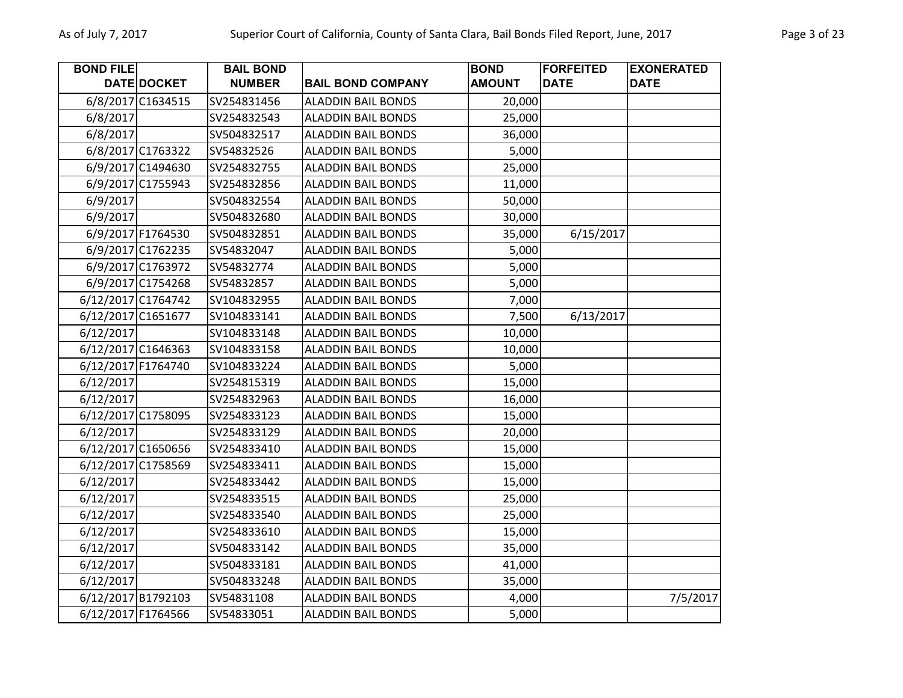| BOND FILE DATE | DOCKET | BAIL BOND NUMBER | BAIL BOND COMPANY | BOND AMOUNT | FORFEITED DATE | EXONERATED DATE |
|---|---|---|---|---|---|---|
| 6/8/2017 | C1634515 | SV254831456 | ALADDIN BAIL BONDS | 20,000 | | |
| 6/8/2017 | | SV254832543 | ALADDIN BAIL BONDS | 25,000 | | |
| 6/8/2017 | | SV504832517 | ALADDIN BAIL BONDS | 36,000 | | |
| 6/8/2017 | C1763322 | SV54832526 | ALADDIN BAIL BONDS | 5,000 | | |
| 6/9/2017 | C1494630 | SV254832755 | ALADDIN BAIL BONDS | 25,000 | | |
| 6/9/2017 | C1755943 | SV254832856 | ALADDIN BAIL BONDS | 11,000 | | |
| 6/9/2017 | | SV504832554 | ALADDIN BAIL BONDS | 50,000 | | |
| 6/9/2017 | | SV504832680 | ALADDIN BAIL BONDS | 30,000 | | |
| 6/9/2017 | F1764530 | SV504832851 | ALADDIN BAIL BONDS | 35,000 | 6/15/2017 | |
| 6/9/2017 | C1762235 | SV54832047 | ALADDIN BAIL BONDS | 5,000 | | |
| 6/9/2017 | C1763972 | SV54832774 | ALADDIN BAIL BONDS | 5,000 | | |
| 6/9/2017 | C1754268 | SV54832857 | ALADDIN BAIL BONDS | 5,000 | | |
| 6/12/2017 | C1764742 | SV104832955 | ALADDIN BAIL BONDS | 7,000 | | |
| 6/12/2017 | C1651677 | SV104833141 | ALADDIN BAIL BONDS | 7,500 | 6/13/2017 | |
| 6/12/2017 | | SV104833148 | ALADDIN BAIL BONDS | 10,000 | | |
| 6/12/2017 | C1646363 | SV104833158 | ALADDIN BAIL BONDS | 10,000 | | |
| 6/12/2017 | F1764740 | SV104833224 | ALADDIN BAIL BONDS | 5,000 | | |
| 6/12/2017 | | SV254815319 | ALADDIN BAIL BONDS | 15,000 | | |
| 6/12/2017 | | SV254832963 | ALADDIN BAIL BONDS | 16,000 | | |
| 6/12/2017 | C1758095 | SV254833123 | ALADDIN BAIL BONDS | 15,000 | | |
| 6/12/2017 | | SV254833129 | ALADDIN BAIL BONDS | 20,000 | | |
| 6/12/2017 | C1650656 | SV254833410 | ALADDIN BAIL BONDS | 15,000 | | |
| 6/12/2017 | C1758569 | SV254833411 | ALADDIN BAIL BONDS | 15,000 | | |
| 6/12/2017 | | SV254833442 | ALADDIN BAIL BONDS | 15,000 | | |
| 6/12/2017 | | SV254833515 | ALADDIN BAIL BONDS | 25,000 | | |
| 6/12/2017 | | SV254833540 | ALADDIN BAIL BONDS | 25,000 | | |
| 6/12/2017 | | SV254833610 | ALADDIN BAIL BONDS | 15,000 | | |
| 6/12/2017 | | SV504833142 | ALADDIN BAIL BONDS | 35,000 | | |
| 6/12/2017 | | SV504833181 | ALADDIN BAIL BONDS | 41,000 | | |
| 6/12/2017 | | SV504833248 | ALADDIN BAIL BONDS | 35,000 | | |
| 6/12/2017 | B1792103 | SV54831108 | ALADDIN BAIL BONDS | 4,000 | | 7/5/2017 |
| 6/12/2017 | F1764566 | SV54833051 | ALADDIN BAIL BONDS | 5,000 | | |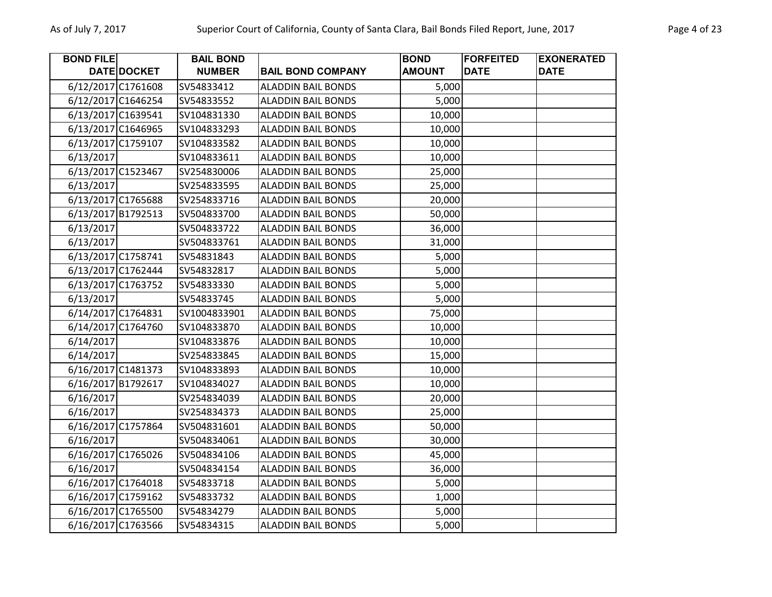| BOND FILE DATE | DOCKET | BAIL BOND NUMBER | BAIL BOND COMPANY | BOND AMOUNT | FORFEITED DATE | EXONERATED DATE |
|---|---|---|---|---|---|---|
| 6/12/2017 | C1761608 | SV54833412 | ALADDIN BAIL BONDS | 5,000 | | |
| 6/12/2017 | C1646254 | SV54833552 | ALADDIN BAIL BONDS | 5,000 | | |
| 6/13/2017 | C1639541 | SV104831330 | ALADDIN BAIL BONDS | 10,000 | | |
| 6/13/2017 | C1646965 | SV104833293 | ALADDIN BAIL BONDS | 10,000 | | |
| 6/13/2017 | C1759107 | SV104833582 | ALADDIN BAIL BONDS | 10,000 | | |
| 6/13/2017 | | SV104833611 | ALADDIN BAIL BONDS | 10,000 | | |
| 6/13/2017 | C1523467 | SV254830006 | ALADDIN BAIL BONDS | 25,000 | | |
| 6/13/2017 | | SV254833595 | ALADDIN BAIL BONDS | 25,000 | | |
| 6/13/2017 | C1765688 | SV254833716 | ALADDIN BAIL BONDS | 20,000 | | |
| 6/13/2017 | B1792513 | SV504833700 | ALADDIN BAIL BONDS | 50,000 | | |
| 6/13/2017 | | SV504833722 | ALADDIN BAIL BONDS | 36,000 | | |
| 6/13/2017 | | SV504833761 | ALADDIN BAIL BONDS | 31,000 | | |
| 6/13/2017 | C1758741 | SV54831843 | ALADDIN BAIL BONDS | 5,000 | | |
| 6/13/2017 | C1762444 | SV54832817 | ALADDIN BAIL BONDS | 5,000 | | |
| 6/13/2017 | C1763752 | SV54833330 | ALADDIN BAIL BONDS | 5,000 | | |
| 6/13/2017 | | SV54833745 | ALADDIN BAIL BONDS | 5,000 | | |
| 6/14/2017 | C1764831 | SV1004833901 | ALADDIN BAIL BONDS | 75,000 | | |
| 6/14/2017 | C1764760 | SV104833870 | ALADDIN BAIL BONDS | 10,000 | | |
| 6/14/2017 | | SV104833876 | ALADDIN BAIL BONDS | 10,000 | | |
| 6/14/2017 | | SV254833845 | ALADDIN BAIL BONDS | 15,000 | | |
| 6/16/2017 | C1481373 | SV104833893 | ALADDIN BAIL BONDS | 10,000 | | |
| 6/16/2017 | B1792617 | SV104834027 | ALADDIN BAIL BONDS | 10,000 | | |
| 6/16/2017 | | SV254834039 | ALADDIN BAIL BONDS | 20,000 | | |
| 6/16/2017 | | SV254834373 | ALADDIN BAIL BONDS | 25,000 | | |
| 6/16/2017 | C1757864 | SV504831601 | ALADDIN BAIL BONDS | 50,000 | | |
| 6/16/2017 | | SV504834061 | ALADDIN BAIL BONDS | 30,000 | | |
| 6/16/2017 | C1765026 | SV504834106 | ALADDIN BAIL BONDS | 45,000 | | |
| 6/16/2017 | | SV504834154 | ALADDIN BAIL BONDS | 36,000 | | |
| 6/16/2017 | C1764018 | SV54833718 | ALADDIN BAIL BONDS | 5,000 | | |
| 6/16/2017 | C1759162 | SV54833732 | ALADDIN BAIL BONDS | 1,000 | | |
| 6/16/2017 | C1765500 | SV54834279 | ALADDIN BAIL BONDS | 5,000 | | |
| 6/16/2017 | C1763566 | SV54834315 | ALADDIN BAIL BONDS | 5,000 | | |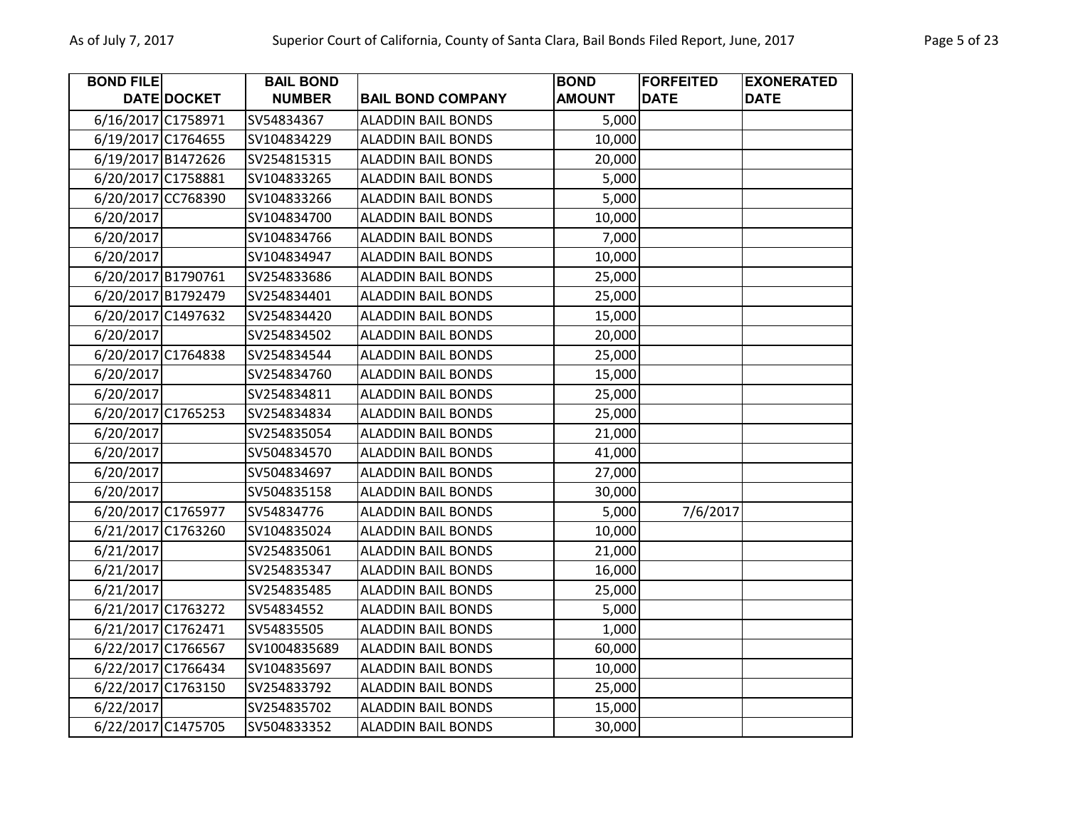| BOND FILE DATE | DOCKET | BAIL BOND NUMBER | BAIL BOND COMPANY | BOND AMOUNT | FORFEITED DATE | EXONERATED DATE |
|---|---|---|---|---|---|---|
| 6/16/2017 | C1758971 | SV54834367 | ALADDIN BAIL BONDS | 5,000 | | |
| 6/19/2017 | C1764655 | SV104834229 | ALADDIN BAIL BONDS | 10,000 | | |
| 6/19/2017 | B1472626 | SV254815315 | ALADDIN BAIL BONDS | 20,000 | | |
| 6/20/2017 | C1758881 | SV104833265 | ALADDIN BAIL BONDS | 5,000 | | |
| 6/20/2017 | CC768390 | SV104833266 | ALADDIN BAIL BONDS | 5,000 | | |
| 6/20/2017 | | SV104834700 | ALADDIN BAIL BONDS | 10,000 | | |
| 6/20/2017 | | SV104834766 | ALADDIN BAIL BONDS | 7,000 | | |
| 6/20/2017 | | SV104834947 | ALADDIN BAIL BONDS | 10,000 | | |
| 6/20/2017 | B1790761 | SV254833686 | ALADDIN BAIL BONDS | 25,000 | | |
| 6/20/2017 | B1792479 | SV254834401 | ALADDIN BAIL BONDS | 25,000 | | |
| 6/20/2017 | C1497632 | SV254834420 | ALADDIN BAIL BONDS | 15,000 | | |
| 6/20/2017 | | SV254834502 | ALADDIN BAIL BONDS | 20,000 | | |
| 6/20/2017 | C1764838 | SV254834544 | ALADDIN BAIL BONDS | 25,000 | | |
| 6/20/2017 | | SV254834760 | ALADDIN BAIL BONDS | 15,000 | | |
| 6/20/2017 | | SV254834811 | ALADDIN BAIL BONDS | 25,000 | | |
| 6/20/2017 | C1765253 | SV254834834 | ALADDIN BAIL BONDS | 25,000 | | |
| 6/20/2017 | | SV254835054 | ALADDIN BAIL BONDS | 21,000 | | |
| 6/20/2017 | | SV504834570 | ALADDIN BAIL BONDS | 41,000 | | |
| 6/20/2017 | | SV504834697 | ALADDIN BAIL BONDS | 27,000 | | |
| 6/20/2017 | | SV504835158 | ALADDIN BAIL BONDS | 30,000 | | |
| 6/20/2017 | C1765977 | SV54834776 | ALADDIN BAIL BONDS | 5,000 | 7/6/2017 | |
| 6/21/2017 | C1763260 | SV104835024 | ALADDIN BAIL BONDS | 10,000 | | |
| 6/21/2017 | | SV254835061 | ALADDIN BAIL BONDS | 21,000 | | |
| 6/21/2017 | | SV254835347 | ALADDIN BAIL BONDS | 16,000 | | |
| 6/21/2017 | | SV254835485 | ALADDIN BAIL BONDS | 25,000 | | |
| 6/21/2017 | C1763272 | SV54834552 | ALADDIN BAIL BONDS | 5,000 | | |
| 6/21/2017 | C1762471 | SV54835505 | ALADDIN BAIL BONDS | 1,000 | | |
| 6/22/2017 | C1766567 | SV1004835689 | ALADDIN BAIL BONDS | 60,000 | | |
| 6/22/2017 | C1766434 | SV104835697 | ALADDIN BAIL BONDS | 10,000 | | |
| 6/22/2017 | C1763150 | SV254833792 | ALADDIN BAIL BONDS | 25,000 | | |
| 6/22/2017 | | SV254835702 | ALADDIN BAIL BONDS | 15,000 | | |
| 6/22/2017 | C1475705 | SV504833352 | ALADDIN BAIL BONDS | 30,000 | | |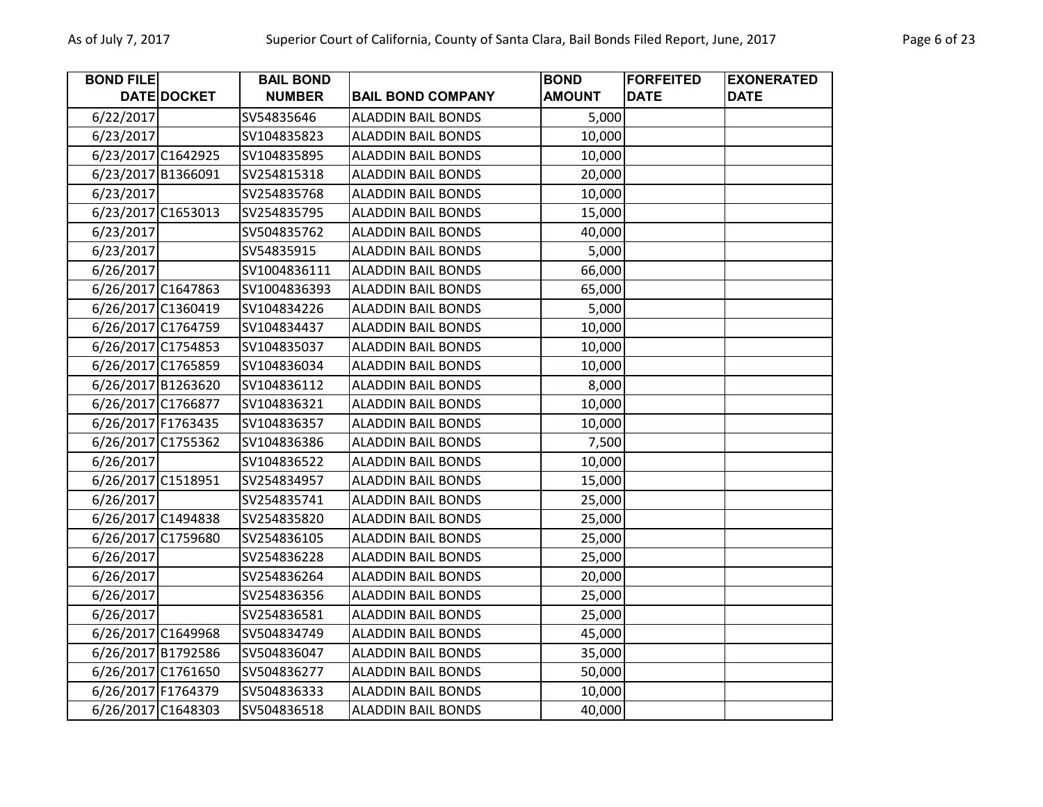| BOND FILE DATE | DOCKET | BAIL BOND NUMBER | BAIL BOND COMPANY | BOND AMOUNT | FORFEITED DATE | EXONERATED DATE |
|---|---|---|---|---|---|---|
| 6/22/2017 | | SV54835646 | ALADDIN BAIL BONDS | 5,000 | | |
| 6/23/2017 | | SV104835823 | ALADDIN BAIL BONDS | 10,000 | | |
| 6/23/2017 | C1642925 | SV104835895 | ALADDIN BAIL BONDS | 10,000 | | |
| 6/23/2017 | B1366091 | SV254815318 | ALADDIN BAIL BONDS | 20,000 | | |
| 6/23/2017 | | SV254835768 | ALADDIN BAIL BONDS | 10,000 | | |
| 6/23/2017 | C1653013 | SV254835795 | ALADDIN BAIL BONDS | 15,000 | | |
| 6/23/2017 | | SV504835762 | ALADDIN BAIL BONDS | 40,000 | | |
| 6/23/2017 | | SV54835915 | ALADDIN BAIL BONDS | 5,000 | | |
| 6/26/2017 | | SV1004836111 | ALADDIN BAIL BONDS | 66,000 | | |
| 6/26/2017 | C1647863 | SV1004836393 | ALADDIN BAIL BONDS | 65,000 | | |
| 6/26/2017 | C1360419 | SV104834226 | ALADDIN BAIL BONDS | 5,000 | | |
| 6/26/2017 | C1764759 | SV104834437 | ALADDIN BAIL BONDS | 10,000 | | |
| 6/26/2017 | C1754853 | SV104835037 | ALADDIN BAIL BONDS | 10,000 | | |
| 6/26/2017 | C1765859 | SV104836034 | ALADDIN BAIL BONDS | 10,000 | | |
| 6/26/2017 | B1263620 | SV104836112 | ALADDIN BAIL BONDS | 8,000 | | |
| 6/26/2017 | C1766877 | SV104836321 | ALADDIN BAIL BONDS | 10,000 | | |
| 6/26/2017 | F1763435 | SV104836357 | ALADDIN BAIL BONDS | 10,000 | | |
| 6/26/2017 | C1755362 | SV104836386 | ALADDIN BAIL BONDS | 7,500 | | |
| 6/26/2017 | | SV104836522 | ALADDIN BAIL BONDS | 10,000 | | |
| 6/26/2017 | C1518951 | SV254834957 | ALADDIN BAIL BONDS | 15,000 | | |
| 6/26/2017 | | SV254835741 | ALADDIN BAIL BONDS | 25,000 | | |
| 6/26/2017 | C1494838 | SV254835820 | ALADDIN BAIL BONDS | 25,000 | | |
| 6/26/2017 | C1759680 | SV254836105 | ALADDIN BAIL BONDS | 25,000 | | |
| 6/26/2017 | | SV254836228 | ALADDIN BAIL BONDS | 25,000 | | |
| 6/26/2017 | | SV254836264 | ALADDIN BAIL BONDS | 20,000 | | |
| 6/26/2017 | | SV254836356 | ALADDIN BAIL BONDS | 25,000 | | |
| 6/26/2017 | | SV254836581 | ALADDIN BAIL BONDS | 25,000 | | |
| 6/26/2017 | C1649968 | SV504834749 | ALADDIN BAIL BONDS | 45,000 | | |
| 6/26/2017 | B1792586 | SV504836047 | ALADDIN BAIL BONDS | 35,000 | | |
| 6/26/2017 | C1761650 | SV504836277 | ALADDIN BAIL BONDS | 50,000 | | |
| 6/26/2017 | F1764379 | SV504836333 | ALADDIN BAIL BONDS | 10,000 | | |
| 6/26/2017 | C1648303 | SV504836518 | ALADDIN BAIL BONDS | 40,000 | | |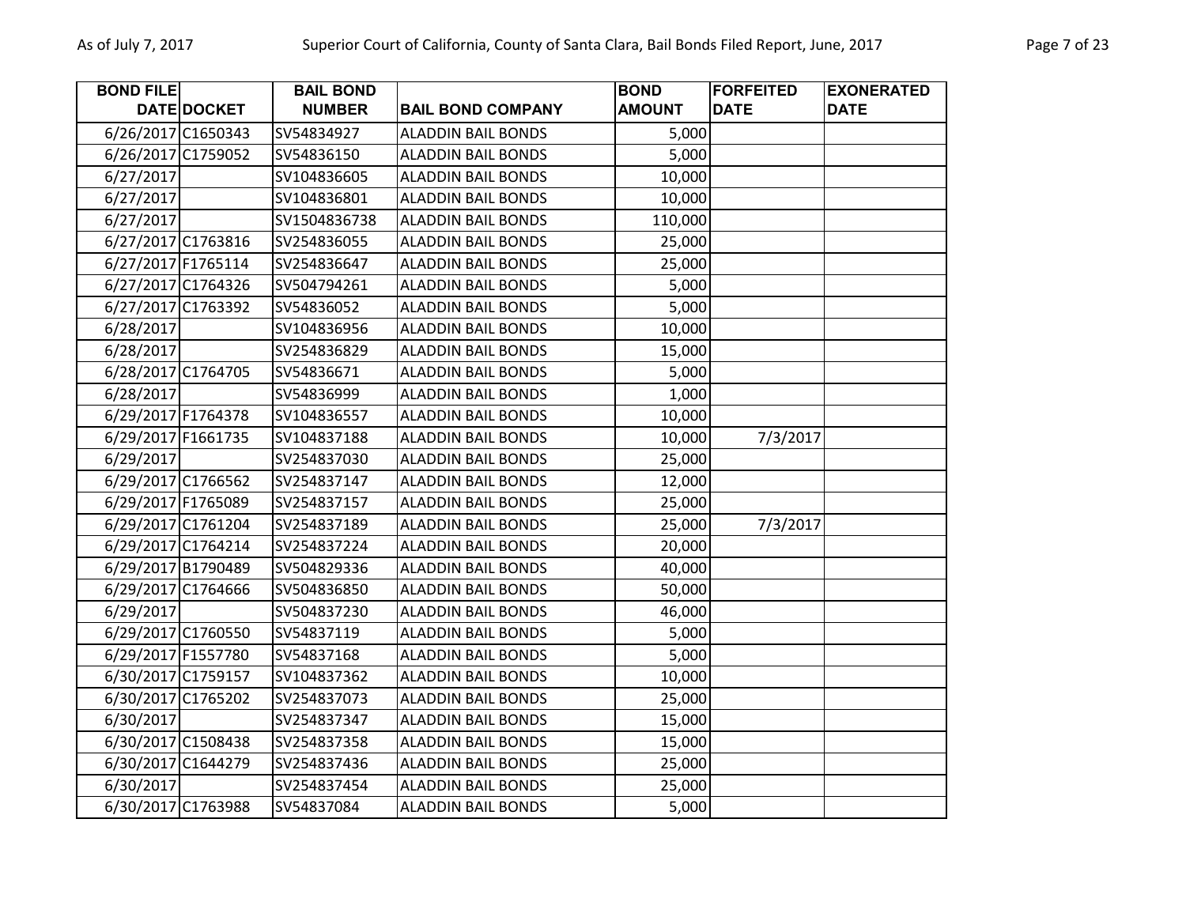| BOND FILE DATE | DOCKET | BAIL BOND NUMBER | BAIL BOND COMPANY | BOND AMOUNT | FORFEITED DATE | EXONERATED DATE |
|---|---|---|---|---|---|---|
| 6/26/2017 | C1650343 | SV54834927 | ALADDIN BAIL BONDS | 5,000 | | |
| 6/26/2017 | C1759052 | SV54836150 | ALADDIN BAIL BONDS | 5,000 | | |
| 6/27/2017 | | SV104836605 | ALADDIN BAIL BONDS | 10,000 | | |
| 6/27/2017 | | SV104836801 | ALADDIN BAIL BONDS | 10,000 | | |
| 6/27/2017 | | SV1504836738 | ALADDIN BAIL BONDS | 110,000 | | |
| 6/27/2017 | C1763816 | SV254836055 | ALADDIN BAIL BONDS | 25,000 | | |
| 6/27/2017 | F1765114 | SV254836647 | ALADDIN BAIL BONDS | 25,000 | | |
| 6/27/2017 | C1764326 | SV504794261 | ALADDIN BAIL BONDS | 5,000 | | |
| 6/27/2017 | C1763392 | SV54836052 | ALADDIN BAIL BONDS | 5,000 | | |
| 6/28/2017 | | SV104836956 | ALADDIN BAIL BONDS | 10,000 | | |
| 6/28/2017 | | SV254836829 | ALADDIN BAIL BONDS | 15,000 | | |
| 6/28/2017 | C1764705 | SV54836671 | ALADDIN BAIL BONDS | 5,000 | | |
| 6/28/2017 | | SV54836999 | ALADDIN BAIL BONDS | 1,000 | | |
| 6/29/2017 | F1764378 | SV104836557 | ALADDIN BAIL BONDS | 10,000 | | |
| 6/29/2017 | F1661735 | SV104837188 | ALADDIN BAIL BONDS | 10,000 | 7/3/2017 | |
| 6/29/2017 | | SV254837030 | ALADDIN BAIL BONDS | 25,000 | | |
| 6/29/2017 | C1766562 | SV254837147 | ALADDIN BAIL BONDS | 12,000 | | |
| 6/29/2017 | F1765089 | SV254837157 | ALADDIN BAIL BONDS | 25,000 | | |
| 6/29/2017 | C1761204 | SV254837189 | ALADDIN BAIL BONDS | 25,000 | 7/3/2017 | |
| 6/29/2017 | C1764214 | SV254837224 | ALADDIN BAIL BONDS | 20,000 | | |
| 6/29/2017 | B1790489 | SV504829336 | ALADDIN BAIL BONDS | 40,000 | | |
| 6/29/2017 | C1764666 | SV504836850 | ALADDIN BAIL BONDS | 50,000 | | |
| 6/29/2017 | | SV504837230 | ALADDIN BAIL BONDS | 46,000 | | |
| 6/29/2017 | C1760550 | SV54837119 | ALADDIN BAIL BONDS | 5,000 | | |
| 6/29/2017 | F1557780 | SV54837168 | ALADDIN BAIL BONDS | 5,000 | | |
| 6/30/2017 | C1759157 | SV104837362 | ALADDIN BAIL BONDS | 10,000 | | |
| 6/30/2017 | C1765202 | SV254837073 | ALADDIN BAIL BONDS | 25,000 | | |
| 6/30/2017 | | SV254837347 | ALADDIN BAIL BONDS | 15,000 | | |
| 6/30/2017 | C1508438 | SV254837358 | ALADDIN BAIL BONDS | 15,000 | | |
| 6/30/2017 | C1644279 | SV254837436 | ALADDIN BAIL BONDS | 25,000 | | |
| 6/30/2017 | | SV254837454 | ALADDIN BAIL BONDS | 25,000 | | |
| 6/30/2017 | C1763988 | SV54837084 | ALADDIN BAIL BONDS | 5,000 | | |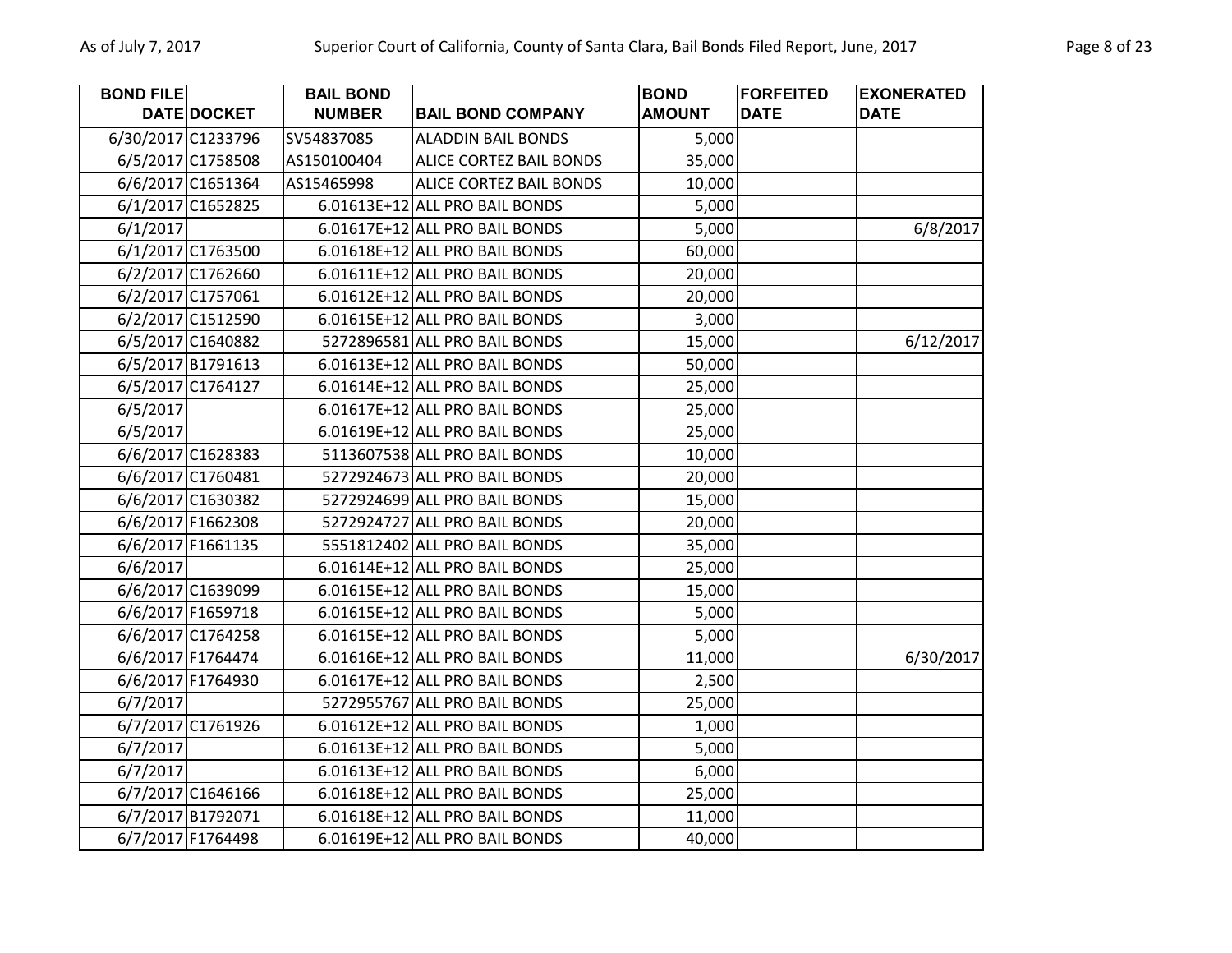| BOND FILE DATE | DOCKET | BAIL BOND NUMBER | BAIL BOND COMPANY | BOND AMOUNT | FORFEITED DATE | EXONERATED DATE |
|---|---|---|---|---|---|---|
| 6/30/2017 | C1233796 | SV54837085 | ALADDIN BAIL BONDS | 5,000 | | |
| 6/5/2017 | C1758508 | AS150100404 | ALICE CORTEZ BAIL BONDS | 35,000 | | |
| 6/6/2017 | C1651364 | AS15465998 | ALICE CORTEZ BAIL BONDS | 10,000 | | |
| 6/1/2017 | C1652825 | 6.01613E+12 | ALL PRO BAIL BONDS | 5,000 | | |
| 6/1/2017 | | 6.01617E+12 | ALL PRO BAIL BONDS | 5,000 | | 6/8/2017 |
| 6/1/2017 | C1763500 | 6.01618E+12 | ALL PRO BAIL BONDS | 60,000 | | |
| 6/2/2017 | C1762660 | 6.01611E+12 | ALL PRO BAIL BONDS | 20,000 | | |
| 6/2/2017 | C1757061 | 6.01612E+12 | ALL PRO BAIL BONDS | 20,000 | | |
| 6/2/2017 | C1512590 | 6.01615E+12 | ALL PRO BAIL BONDS | 3,000 | | |
| 6/5/2017 | C1640882 | 5272896581 | ALL PRO BAIL BONDS | 15,000 | | 6/12/2017 |
| 6/5/2017 | B1791613 | 6.01613E+12 | ALL PRO BAIL BONDS | 50,000 | | |
| 6/5/2017 | C1764127 | 6.01614E+12 | ALL PRO BAIL BONDS | 25,000 | | |
| 6/5/2017 | | 6.01617E+12 | ALL PRO BAIL BONDS | 25,000 | | |
| 6/5/2017 | | 6.01619E+12 | ALL PRO BAIL BONDS | 25,000 | | |
| 6/6/2017 | C1628383 | 5113607538 | ALL PRO BAIL BONDS | 10,000 | | |
| 6/6/2017 | C1760481 | 5272924673 | ALL PRO BAIL BONDS | 20,000 | | |
| 6/6/2017 | C1630382 | 5272924699 | ALL PRO BAIL BONDS | 15,000 | | |
| 6/6/2017 | F1662308 | 5272924727 | ALL PRO BAIL BONDS | 20,000 | | |
| 6/6/2017 | F1661135 | 5551812402 | ALL PRO BAIL BONDS | 35,000 | | |
| 6/6/2017 | | 6.01614E+12 | ALL PRO BAIL BONDS | 25,000 | | |
| 6/6/2017 | C1639099 | 6.01615E+12 | ALL PRO BAIL BONDS | 15,000 | | |
| 6/6/2017 | F1659718 | 6.01615E+12 | ALL PRO BAIL BONDS | 5,000 | | |
| 6/6/2017 | C1764258 | 6.01615E+12 | ALL PRO BAIL BONDS | 5,000 | | |
| 6/6/2017 | F1764474 | 6.01616E+12 | ALL PRO BAIL BONDS | 11,000 | | 6/30/2017 |
| 6/6/2017 | F1764930 | 6.01617E+12 | ALL PRO BAIL BONDS | 2,500 | | |
| 6/7/2017 | | 5272955767 | ALL PRO BAIL BONDS | 25,000 | | |
| 6/7/2017 | C1761926 | 6.01612E+12 | ALL PRO BAIL BONDS | 1,000 | | |
| 6/7/2017 | | 6.01613E+12 | ALL PRO BAIL BONDS | 5,000 | | |
| 6/7/2017 | | 6.01613E+12 | ALL PRO BAIL BONDS | 6,000 | | |
| 6/7/2017 | C1646166 | 6.01618E+12 | ALL PRO BAIL BONDS | 25,000 | | |
| 6/7/2017 | B1792071 | 6.01618E+12 | ALL PRO BAIL BONDS | 11,000 | | |
| 6/7/2017 | F1764498 | 6.01619E+12 | ALL PRO BAIL BONDS | 40,000 | | |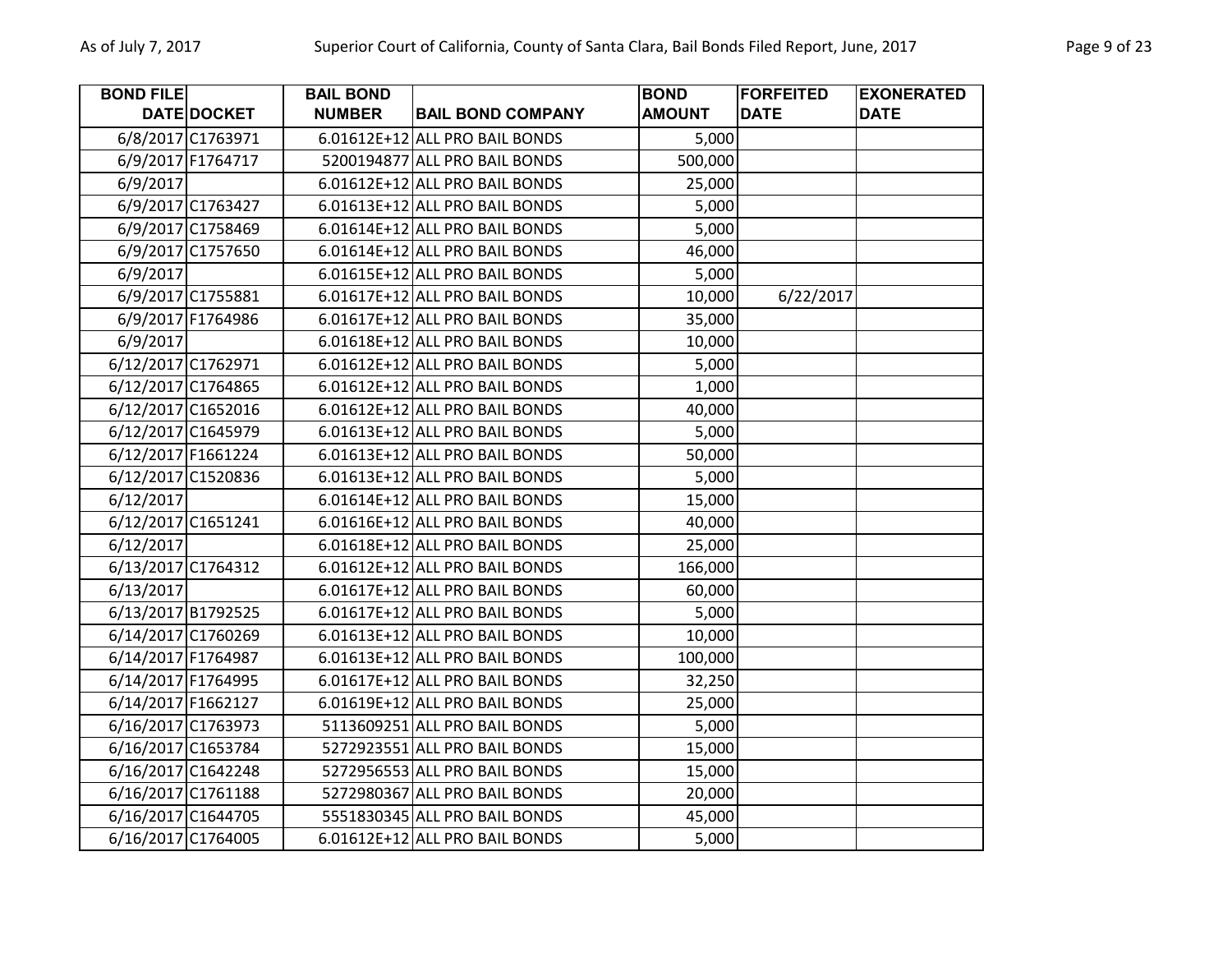| BOND FILE DATE | DOCKET | BAIL BOND NUMBER | BAIL BOND COMPANY | BOND AMOUNT | FORFEITED DATE | EXONERATED DATE |
|---|---|---|---|---|---|---|
| 6/8/2017 | C1763971 | 6.01612E+12 | ALL PRO BAIL BONDS | 5,000 | | |
| 6/9/2017 | F1764717 | 5200194877 | ALL PRO BAIL BONDS | 500,000 | | |
| 6/9/2017 | | 6.01612E+12 | ALL PRO BAIL BONDS | 25,000 | | |
| 6/9/2017 | C1763427 | 6.01613E+12 | ALL PRO BAIL BONDS | 5,000 | | |
| 6/9/2017 | C1758469 | 6.01614E+12 | ALL PRO BAIL BONDS | 5,000 | | |
| 6/9/2017 | C1757650 | 6.01614E+12 | ALL PRO BAIL BONDS | 46,000 | | |
| 6/9/2017 | | 6.01615E+12 | ALL PRO BAIL BONDS | 5,000 | | |
| 6/9/2017 | C1755881 | 6.01617E+12 | ALL PRO BAIL BONDS | 10,000 | 6/22/2017 | |
| 6/9/2017 | F1764986 | 6.01617E+12 | ALL PRO BAIL BONDS | 35,000 | | |
| 6/9/2017 | | 6.01618E+12 | ALL PRO BAIL BONDS | 10,000 | | |
| 6/12/2017 | C1762971 | 6.01612E+12 | ALL PRO BAIL BONDS | 5,000 | | |
| 6/12/2017 | C1764865 | 6.01612E+12 | ALL PRO BAIL BONDS | 1,000 | | |
| 6/12/2017 | C1652016 | 6.01612E+12 | ALL PRO BAIL BONDS | 40,000 | | |
| 6/12/2017 | C1645979 | 6.01613E+12 | ALL PRO BAIL BONDS | 5,000 | | |
| 6/12/2017 | F1661224 | 6.01613E+12 | ALL PRO BAIL BONDS | 50,000 | | |
| 6/12/2017 | C1520836 | 6.01613E+12 | ALL PRO BAIL BONDS | 5,000 | | |
| 6/12/2017 | | 6.01614E+12 | ALL PRO BAIL BONDS | 15,000 | | |
| 6/12/2017 | C1651241 | 6.01616E+12 | ALL PRO BAIL BONDS | 40,000 | | |
| 6/12/2017 | | 6.01618E+12 | ALL PRO BAIL BONDS | 25,000 | | |
| 6/13/2017 | C1764312 | 6.01612E+12 | ALL PRO BAIL BONDS | 166,000 | | |
| 6/13/2017 | | 6.01617E+12 | ALL PRO BAIL BONDS | 60,000 | | |
| 6/13/2017 | B1792525 | 6.01617E+12 | ALL PRO BAIL BONDS | 5,000 | | |
| 6/14/2017 | C1760269 | 6.01613E+12 | ALL PRO BAIL BONDS | 10,000 | | |
| 6/14/2017 | F1764987 | 6.01613E+12 | ALL PRO BAIL BONDS | 100,000 | | |
| 6/14/2017 | F1764995 | 6.01617E+12 | ALL PRO BAIL BONDS | 32,250 | | |
| 6/14/2017 | F1662127 | 6.01619E+12 | ALL PRO BAIL BONDS | 25,000 | | |
| 6/16/2017 | C1763973 | 5113609251 | ALL PRO BAIL BONDS | 5,000 | | |
| 6/16/2017 | C1653784 | 5272923551 | ALL PRO BAIL BONDS | 15,000 | | |
| 6/16/2017 | C1642248 | 5272956553 | ALL PRO BAIL BONDS | 15,000 | | |
| 6/16/2017 | C1761188 | 5272980367 | ALL PRO BAIL BONDS | 20,000 | | |
| 6/16/2017 | C1644705 | 5551830345 | ALL PRO BAIL BONDS | 45,000 | | |
| 6/16/2017 | C1764005 | 6.01612E+12 | ALL PRO BAIL BONDS | 5,000 | | |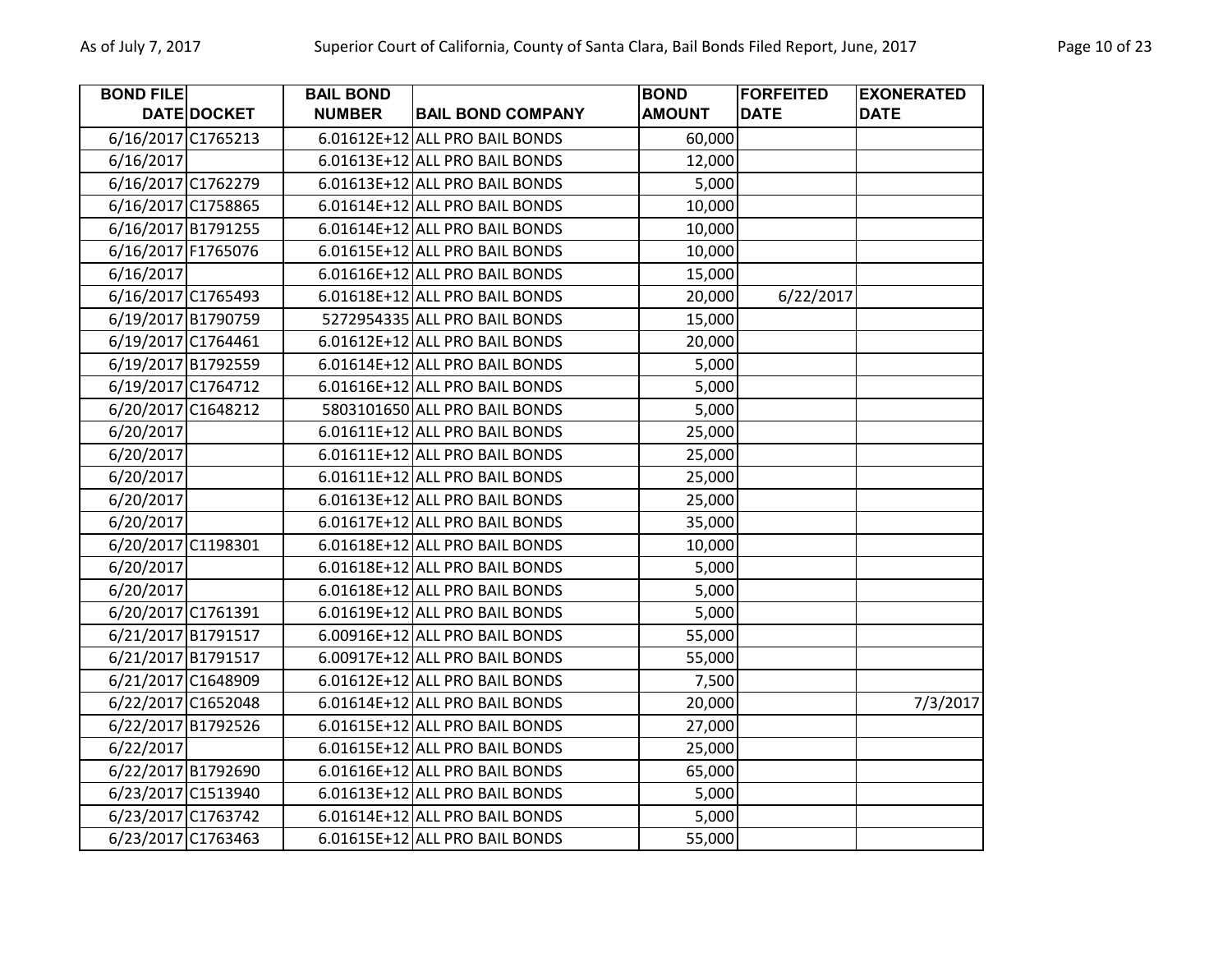| BOND FILE DATE | DOCKET | BAIL BOND NUMBER | BAIL BOND COMPANY | BOND AMOUNT | FORFEITED DATE | EXONERATED DATE |
|---|---|---|---|---|---|---|
| 6/16/2017 | C1765213 | 6.01612E+12 | ALL PRO BAIL BONDS | 60,000 | | |
| 6/16/2017 | | 6.01613E+12 | ALL PRO BAIL BONDS | 12,000 | | |
| 6/16/2017 | C1762279 | 6.01613E+12 | ALL PRO BAIL BONDS | 5,000 | | |
| 6/16/2017 | C1758865 | 6.01614E+12 | ALL PRO BAIL BONDS | 10,000 | | |
| 6/16/2017 | B1791255 | 6.01614E+12 | ALL PRO BAIL BONDS | 10,000 | | |
| 6/16/2017 | F1765076 | 6.01615E+12 | ALL PRO BAIL BONDS | 10,000 | | |
| 6/16/2017 | | 6.01616E+12 | ALL PRO BAIL BONDS | 15,000 | | |
| 6/16/2017 | C1765493 | 6.01618E+12 | ALL PRO BAIL BONDS | 20,000 | 6/22/2017 | |
| 6/19/2017 | B1790759 | 5272954335 | ALL PRO BAIL BONDS | 15,000 | | |
| 6/19/2017 | C1764461 | 6.01612E+12 | ALL PRO BAIL BONDS | 20,000 | | |
| 6/19/2017 | B1792559 | 6.01614E+12 | ALL PRO BAIL BONDS | 5,000 | | |
| 6/19/2017 | C1764712 | 6.01616E+12 | ALL PRO BAIL BONDS | 5,000 | | |
| 6/20/2017 | C1648212 | 5803101650 | ALL PRO BAIL BONDS | 5,000 | | |
| 6/20/2017 | | 6.01611E+12 | ALL PRO BAIL BONDS | 25,000 | | |
| 6/20/2017 | | 6.01611E+12 | ALL PRO BAIL BONDS | 25,000 | | |
| 6/20/2017 | | 6.01611E+12 | ALL PRO BAIL BONDS | 25,000 | | |
| 6/20/2017 | | 6.01613E+12 | ALL PRO BAIL BONDS | 25,000 | | |
| 6/20/2017 | | 6.01617E+12 | ALL PRO BAIL BONDS | 35,000 | | |
| 6/20/2017 | C1198301 | 6.01618E+12 | ALL PRO BAIL BONDS | 10,000 | | |
| 6/20/2017 | | 6.01618E+12 | ALL PRO BAIL BONDS | 5,000 | | |
| 6/20/2017 | | 6.01618E+12 | ALL PRO BAIL BONDS | 5,000 | | |
| 6/20/2017 | C1761391 | 6.01619E+12 | ALL PRO BAIL BONDS | 5,000 | | |
| 6/21/2017 | B1791517 | 6.00916E+12 | ALL PRO BAIL BONDS | 55,000 | | |
| 6/21/2017 | B1791517 | 6.00917E+12 | ALL PRO BAIL BONDS | 55,000 | | |
| 6/21/2017 | C1648909 | 6.01612E+12 | ALL PRO BAIL BONDS | 7,500 | | |
| 6/22/2017 | C1652048 | 6.01614E+12 | ALL PRO BAIL BONDS | 20,000 | | 7/3/2017 |
| 6/22/2017 | B1792526 | 6.01615E+12 | ALL PRO BAIL BONDS | 27,000 | | |
| 6/22/2017 | | 6.01615E+12 | ALL PRO BAIL BONDS | 25,000 | | |
| 6/22/2017 | B1792690 | 6.01616E+12 | ALL PRO BAIL BONDS | 65,000 | | |
| 6/23/2017 | C1513940 | 6.01613E+12 | ALL PRO BAIL BONDS | 5,000 | | |
| 6/23/2017 | C1763742 | 6.01614E+12 | ALL PRO BAIL BONDS | 5,000 | | |
| 6/23/2017 | C1763463 | 6.01615E+12 | ALL PRO BAIL BONDS | 55,000 | | |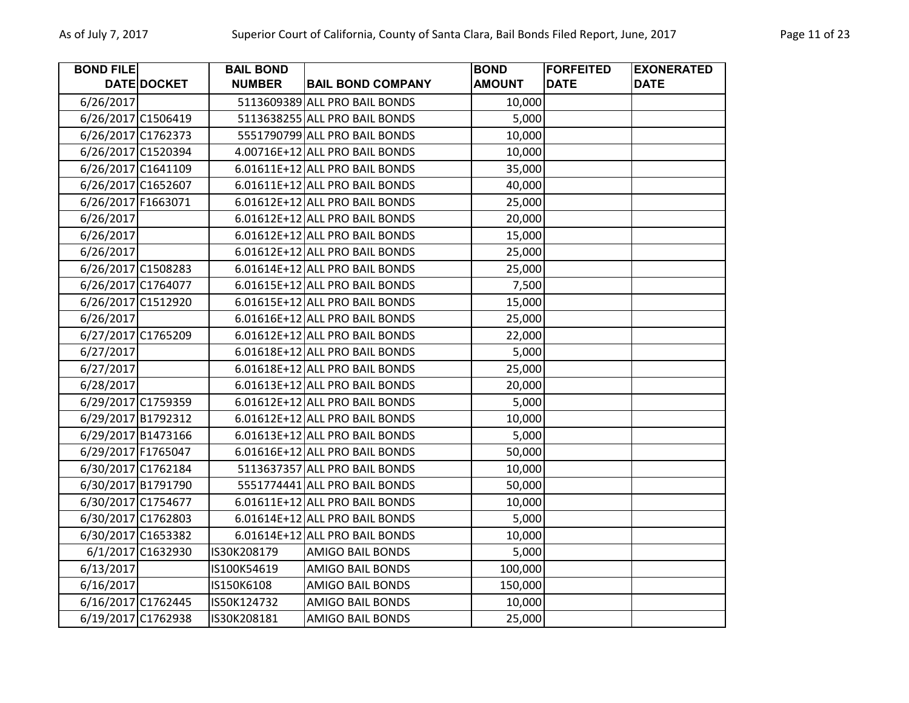| BOND FILE DATE | DOCKET | BAIL BOND NUMBER | BAIL BOND COMPANY | BOND AMOUNT | FORFEITED DATE | EXONERATED DATE |
|---|---|---|---|---|---|---|
| 6/26/2017 | | 5113609389 | ALL PRO BAIL BONDS | 10,000 | | |
| 6/26/2017 | C1506419 | 5113638255 | ALL PRO BAIL BONDS | 5,000 | | |
| 6/26/2017 | C1762373 | 5551790799 | ALL PRO BAIL BONDS | 10,000 | | |
| 6/26/2017 | C1520394 | 4.00716E+12 | ALL PRO BAIL BONDS | 10,000 | | |
| 6/26/2017 | C1641109 | 6.01611E+12 | ALL PRO BAIL BONDS | 35,000 | | |
| 6/26/2017 | C1652607 | 6.01611E+12 | ALL PRO BAIL BONDS | 40,000 | | |
| 6/26/2017 | F1663071 | 6.01612E+12 | ALL PRO BAIL BONDS | 25,000 | | |
| 6/26/2017 | | 6.01612E+12 | ALL PRO BAIL BONDS | 20,000 | | |
| 6/26/2017 | | 6.01612E+12 | ALL PRO BAIL BONDS | 15,000 | | |
| 6/26/2017 | | 6.01612E+12 | ALL PRO BAIL BONDS | 25,000 | | |
| 6/26/2017 | C1508283 | 6.01614E+12 | ALL PRO BAIL BONDS | 25,000 | | |
| 6/26/2017 | C1764077 | 6.01615E+12 | ALL PRO BAIL BONDS | 7,500 | | |
| 6/26/2017 | C1512920 | 6.01615E+12 | ALL PRO BAIL BONDS | 15,000 | | |
| 6/26/2017 | | 6.01616E+12 | ALL PRO BAIL BONDS | 25,000 | | |
| 6/27/2017 | C1765209 | 6.01612E+12 | ALL PRO BAIL BONDS | 22,000 | | |
| 6/27/2017 | | 6.01618E+12 | ALL PRO BAIL BONDS | 5,000 | | |
| 6/27/2017 | | 6.01618E+12 | ALL PRO BAIL BONDS | 25,000 | | |
| 6/28/2017 | | 6.01613E+12 | ALL PRO BAIL BONDS | 20,000 | | |
| 6/29/2017 | C1759359 | 6.01612E+12 | ALL PRO BAIL BONDS | 5,000 | | |
| 6/29/2017 | B1792312 | 6.01612E+12 | ALL PRO BAIL BONDS | 10,000 | | |
| 6/29/2017 | B1473166 | 6.01613E+12 | ALL PRO BAIL BONDS | 5,000 | | |
| 6/29/2017 | F1765047 | 6.01616E+12 | ALL PRO BAIL BONDS | 50,000 | | |
| 6/30/2017 | C1762184 | 5113637357 | ALL PRO BAIL BONDS | 10,000 | | |
| 6/30/2017 | B1791790 | 5551774441 | ALL PRO BAIL BONDS | 50,000 | | |
| 6/30/2017 | C1754677 | 6.01611E+12 | ALL PRO BAIL BONDS | 10,000 | | |
| 6/30/2017 | C1762803 | 6.01614E+12 | ALL PRO BAIL BONDS | 5,000 | | |
| 6/30/2017 | C1653382 | 6.01614E+12 | ALL PRO BAIL BONDS | 10,000 | | |
| 6/1/2017 | C1632930 | IS30K208179 | AMIGO BAIL BONDS | 5,000 | | |
| 6/13/2017 | | IS100K54619 | AMIGO BAIL BONDS | 100,000 | | |
| 6/16/2017 | | IS150K6108 | AMIGO BAIL BONDS | 150,000 | | |
| 6/16/2017 | C1762445 | IS50K124732 | AMIGO BAIL BONDS | 10,000 | | |
| 6/19/2017 | C1762938 | IS30K208181 | AMIGO BAIL BONDS | 25,000 | | |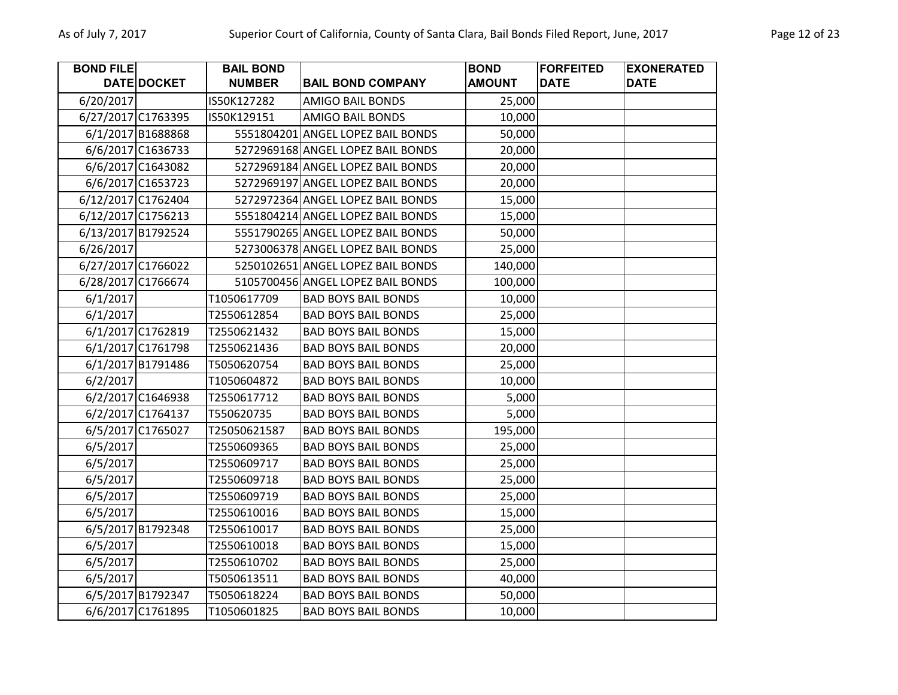| BOND FILE DATE | DOCKET | BAIL BOND NUMBER | BAIL BOND COMPANY | BOND AMOUNT | FORFEITED DATE | EXONERATED DATE |
|---|---|---|---|---|---|---|
| 6/20/2017 | | IS50K127282 | AMIGO BAIL BONDS | 25,000 | | |
| 6/27/2017 | C1763395 | IS50K129151 | AMIGO BAIL BONDS | 10,000 | | |
| 6/1/2017 | B1688868 | 5551804201 | ANGEL LOPEZ BAIL BONDS | 50,000 | | |
| 6/6/2017 | C1636733 | 5272969168 | ANGEL LOPEZ BAIL BONDS | 20,000 | | |
| 6/6/2017 | C1643082 | 5272969184 | ANGEL LOPEZ BAIL BONDS | 20,000 | | |
| 6/6/2017 | C1653723 | 5272969197 | ANGEL LOPEZ BAIL BONDS | 20,000 | | |
| 6/12/2017 | C1762404 | 5272972364 | ANGEL LOPEZ BAIL BONDS | 15,000 | | |
| 6/12/2017 | C1756213 | 5551804214 | ANGEL LOPEZ BAIL BONDS | 15,000 | | |
| 6/13/2017 | B1792524 | 5551790265 | ANGEL LOPEZ BAIL BONDS | 50,000 | | |
| 6/26/2017 | | 5273006378 | ANGEL LOPEZ BAIL BONDS | 25,000 | | |
| 6/27/2017 | C1766022 | 5250102651 | ANGEL LOPEZ BAIL BONDS | 140,000 | | |
| 6/28/2017 | C1766674 | 5105700456 | ANGEL LOPEZ BAIL BONDS | 100,000 | | |
| 6/1/2017 | | T1050617709 | BAD BOYS BAIL BONDS | 10,000 | | |
| 6/1/2017 | | T2550612854 | BAD BOYS BAIL BONDS | 25,000 | | |
| 6/1/2017 | C1762819 | T2550621432 | BAD BOYS BAIL BONDS | 15,000 | | |
| 6/1/2017 | C1761798 | T2550621436 | BAD BOYS BAIL BONDS | 20,000 | | |
| 6/1/2017 | B1791486 | T5050620754 | BAD BOYS BAIL BONDS | 25,000 | | |
| 6/2/2017 | | T1050604872 | BAD BOYS BAIL BONDS | 10,000 | | |
| 6/2/2017 | C1646938 | T2550617712 | BAD BOYS BAIL BONDS | 5,000 | | |
| 6/2/2017 | C1764137 | T550620735 | BAD BOYS BAIL BONDS | 5,000 | | |
| 6/5/2017 | C1765027 | T25050621587 | BAD BOYS BAIL BONDS | 195,000 | | |
| 6/5/2017 | | T2550609365 | BAD BOYS BAIL BONDS | 25,000 | | |
| 6/5/2017 | | T2550609717 | BAD BOYS BAIL BONDS | 25,000 | | |
| 6/5/2017 | | T2550609718 | BAD BOYS BAIL BONDS | 25,000 | | |
| 6/5/2017 | | T2550609719 | BAD BOYS BAIL BONDS | 25,000 | | |
| 6/5/2017 | | T2550610016 | BAD BOYS BAIL BONDS | 15,000 | | |
| 6/5/2017 | B1792348 | T2550610017 | BAD BOYS BAIL BONDS | 25,000 | | |
| 6/5/2017 | | T2550610018 | BAD BOYS BAIL BONDS | 15,000 | | |
| 6/5/2017 | | T2550610702 | BAD BOYS BAIL BONDS | 25,000 | | |
| 6/5/2017 | | T5050613511 | BAD BOYS BAIL BONDS | 40,000 | | |
| 6/5/2017 | B1792347 | T5050618224 | BAD BOYS BAIL BONDS | 50,000 | | |
| 6/6/2017 | C1761895 | T1050601825 | BAD BOYS BAIL BONDS | 10,000 | | |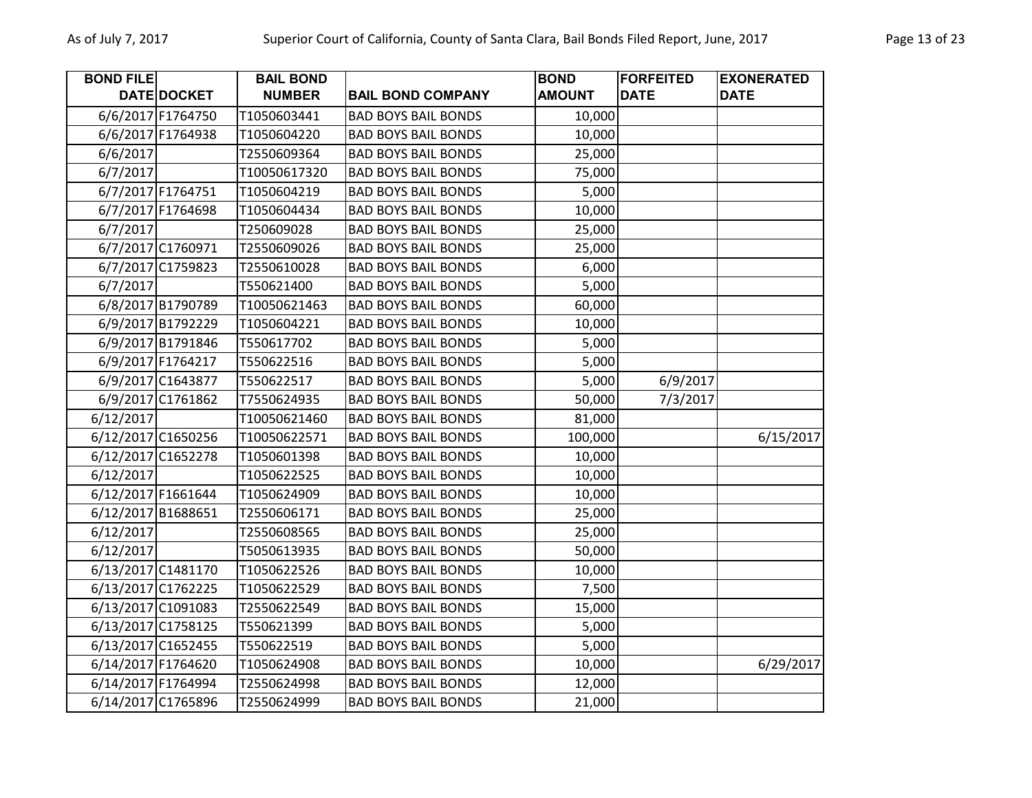| BOND FILE DATE | DOCKET | BAIL BOND NUMBER | BAIL BOND COMPANY | BOND AMOUNT | FORFEITED DATE | EXONERATED DATE |
|---|---|---|---|---|---|---|
| 6/6/2017 | F1764750 | T1050603441 | BAD BOYS BAIL BONDS | 10,000 | | |
| 6/6/2017 | F1764938 | T1050604220 | BAD BOYS BAIL BONDS | 10,000 | | |
| 6/6/2017 | | T2550609364 | BAD BOYS BAIL BONDS | 25,000 | | |
| 6/7/2017 | | T10050617320 | BAD BOYS BAIL BONDS | 75,000 | | |
| 6/7/2017 | F1764751 | T1050604219 | BAD BOYS BAIL BONDS | 5,000 | | |
| 6/7/2017 | F1764698 | T1050604434 | BAD BOYS BAIL BONDS | 10,000 | | |
| 6/7/2017 | | T250609028 | BAD BOYS BAIL BONDS | 25,000 | | |
| 6/7/2017 | C1760971 | T2550609026 | BAD BOYS BAIL BONDS | 25,000 | | |
| 6/7/2017 | C1759823 | T2550610028 | BAD BOYS BAIL BONDS | 6,000 | | |
| 6/7/2017 | | T550621400 | BAD BOYS BAIL BONDS | 5,000 | | |
| 6/8/2017 | B1790789 | T10050621463 | BAD BOYS BAIL BONDS | 60,000 | | |
| 6/9/2017 | B1792229 | T1050604221 | BAD BOYS BAIL BONDS | 10,000 | | |
| 6/9/2017 | B1791846 | T550617702 | BAD BOYS BAIL BONDS | 5,000 | | |
| 6/9/2017 | F1764217 | T550622516 | BAD BOYS BAIL BONDS | 5,000 | | |
| 6/9/2017 | C1643877 | T550622517 | BAD BOYS BAIL BONDS | 5,000 | 6/9/2017 | |
| 6/9/2017 | C1761862 | T7550624935 | BAD BOYS BAIL BONDS | 50,000 | 7/3/2017 | |
| 6/12/2017 | | T10050621460 | BAD BOYS BAIL BONDS | 81,000 | | |
| 6/12/2017 | C1650256 | T10050622571 | BAD BOYS BAIL BONDS | 100,000 | | 6/15/2017 |
| 6/12/2017 | C1652278 | T1050601398 | BAD BOYS BAIL BONDS | 10,000 | | |
| 6/12/2017 | | T1050622525 | BAD BOYS BAIL BONDS | 10,000 | | |
| 6/12/2017 | F1661644 | T1050624909 | BAD BOYS BAIL BONDS | 10,000 | | |
| 6/12/2017 | B1688651 | T2550606171 | BAD BOYS BAIL BONDS | 25,000 | | |
| 6/12/2017 | | T2550608565 | BAD BOYS BAIL BONDS | 25,000 | | |
| 6/12/2017 | | T5050613935 | BAD BOYS BAIL BONDS | 50,000 | | |
| 6/13/2017 | C1481170 | T1050622526 | BAD BOYS BAIL BONDS | 10,000 | | |
| 6/13/2017 | C1762225 | T1050622529 | BAD BOYS BAIL BONDS | 7,500 | | |
| 6/13/2017 | C1091083 | T2550622549 | BAD BOYS BAIL BONDS | 15,000 | | |
| 6/13/2017 | C1758125 | T550621399 | BAD BOYS BAIL BONDS | 5,000 | | |
| 6/13/2017 | C1652455 | T550622519 | BAD BOYS BAIL BONDS | 5,000 | | |
| 6/14/2017 | F1764620 | T1050624908 | BAD BOYS BAIL BONDS | 10,000 | | 6/29/2017 |
| 6/14/2017 | F1764994 | T2550624998 | BAD BOYS BAIL BONDS | 12,000 | | |
| 6/14/2017 | C1765896 | T2550624999 | BAD BOYS BAIL BONDS | 21,000 | | |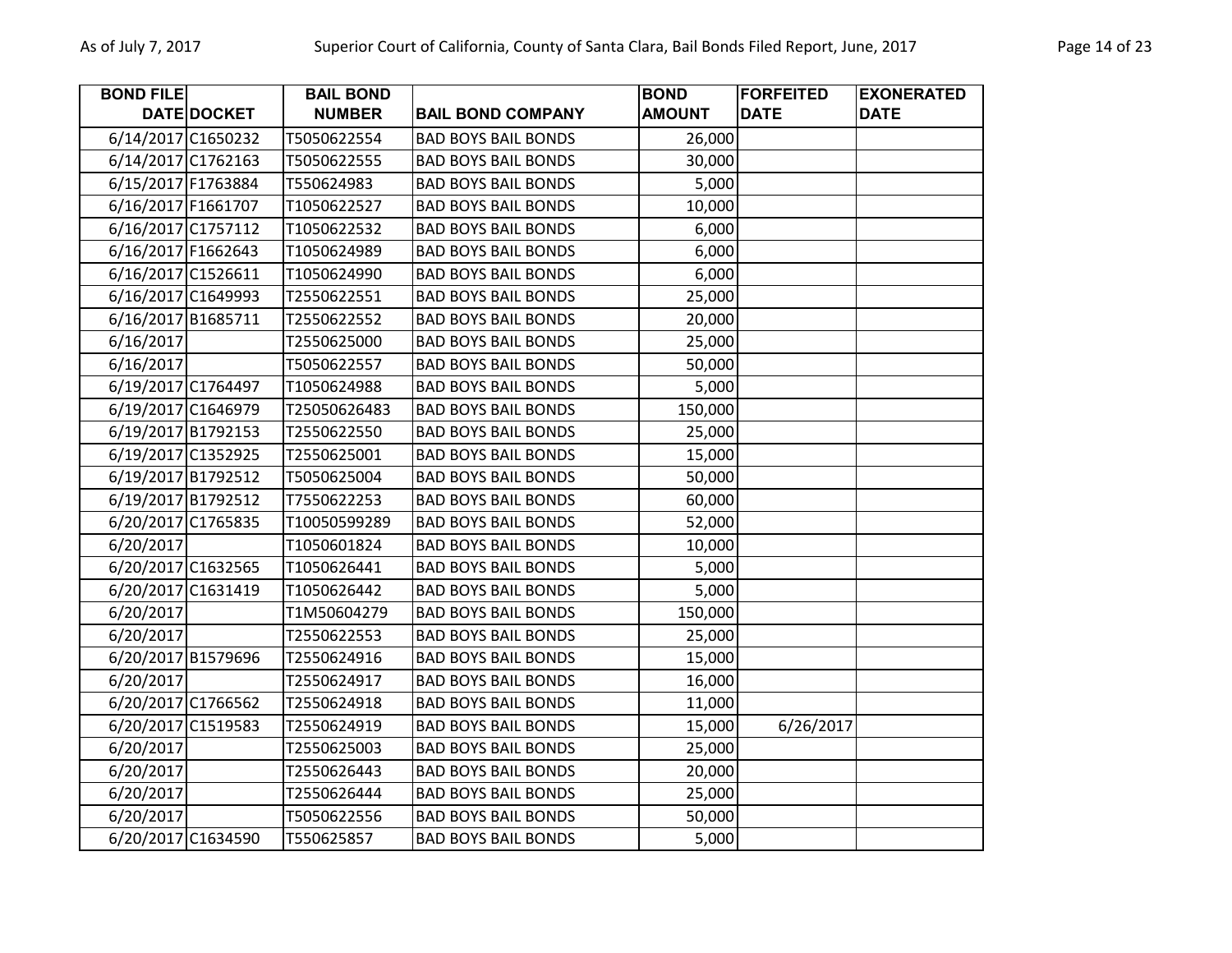| BOND FILE DATE | DOCKET | BAIL BOND NUMBER | BAIL BOND COMPANY | BOND AMOUNT | FORFEITED DATE | EXONERATED DATE |
|---|---|---|---|---|---|---|
| 6/14/2017 | C1650232 | T5050622554 | BAD BOYS BAIL BONDS | 26,000 | | |
| 6/14/2017 | C1762163 | T5050622555 | BAD BOYS BAIL BONDS | 30,000 | | |
| 6/15/2017 | F1763884 | T550624983 | BAD BOYS BAIL BONDS | 5,000 | | |
| 6/16/2017 | F1661707 | T1050622527 | BAD BOYS BAIL BONDS | 10,000 | | |
| 6/16/2017 | C1757112 | T1050622532 | BAD BOYS BAIL BONDS | 6,000 | | |
| 6/16/2017 | F1662643 | T1050624989 | BAD BOYS BAIL BONDS | 6,000 | | |
| 6/16/2017 | C1526611 | T1050624990 | BAD BOYS BAIL BONDS | 6,000 | | |
| 6/16/2017 | C1649993 | T2550622551 | BAD BOYS BAIL BONDS | 25,000 | | |
| 6/16/2017 | B1685711 | T2550622552 | BAD BOYS BAIL BONDS | 20,000 | | |
| 6/16/2017 | | T2550625000 | BAD BOYS BAIL BONDS | 25,000 | | |
| 6/16/2017 | | T5050622557 | BAD BOYS BAIL BONDS | 50,000 | | |
| 6/19/2017 | C1764497 | T1050624988 | BAD BOYS BAIL BONDS | 5,000 | | |
| 6/19/2017 | C1646979 | T25050626483 | BAD BOYS BAIL BONDS | 150,000 | | |
| 6/19/2017 | B1792153 | T2550622550 | BAD BOYS BAIL BONDS | 25,000 | | |
| 6/19/2017 | C1352925 | T2550625001 | BAD BOYS BAIL BONDS | 15,000 | | |
| 6/19/2017 | B1792512 | T5050625004 | BAD BOYS BAIL BONDS | 50,000 | | |
| 6/19/2017 | B1792512 | T7550622253 | BAD BOYS BAIL BONDS | 60,000 | | |
| 6/20/2017 | C1765835 | T10050599289 | BAD BOYS BAIL BONDS | 52,000 | | |
| 6/20/2017 | | T1050601824 | BAD BOYS BAIL BONDS | 10,000 | | |
| 6/20/2017 | C1632565 | T1050626441 | BAD BOYS BAIL BONDS | 5,000 | | |
| 6/20/2017 | C1631419 | T1050626442 | BAD BOYS BAIL BONDS | 5,000 | | |
| 6/20/2017 | | T1M50604279 | BAD BOYS BAIL BONDS | 150,000 | | |
| 6/20/2017 | | T2550622553 | BAD BOYS BAIL BONDS | 25,000 | | |
| 6/20/2017 | B1579696 | T2550624916 | BAD BOYS BAIL BONDS | 15,000 | | |
| 6/20/2017 | | T2550624917 | BAD BOYS BAIL BONDS | 16,000 | | |
| 6/20/2017 | C1766562 | T2550624918 | BAD BOYS BAIL BONDS | 11,000 | | |
| 6/20/2017 | C1519583 | T2550624919 | BAD BOYS BAIL BONDS | 15,000 | 6/26/2017 | |
| 6/20/2017 | | T2550625003 | BAD BOYS BAIL BONDS | 25,000 | | |
| 6/20/2017 | | T2550626443 | BAD BOYS BAIL BONDS | 20,000 | | |
| 6/20/2017 | | T2550626444 | BAD BOYS BAIL BONDS | 25,000 | | |
| 6/20/2017 | | T5050622556 | BAD BOYS BAIL BONDS | 50,000 | | |
| 6/20/2017 | C1634590 | T550625857 | BAD BOYS BAIL BONDS | 5,000 | | |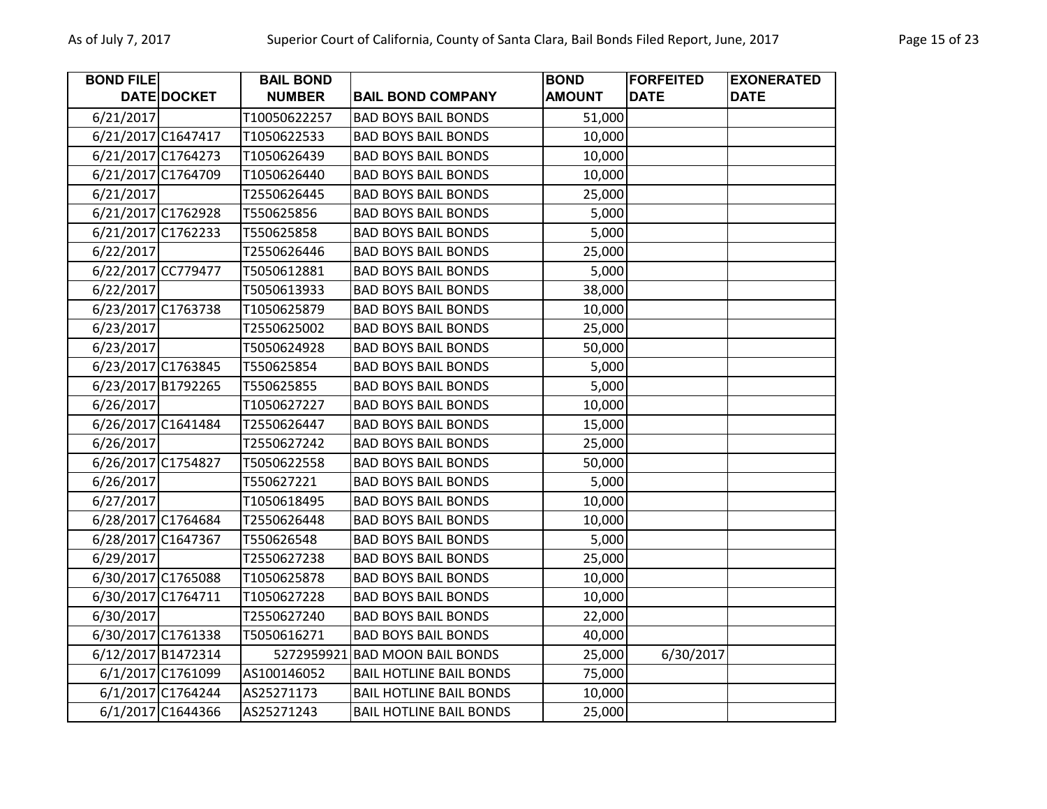| BOND FILE DATE | DOCKET | BAIL BOND NUMBER | BAIL BOND COMPANY | BOND AMOUNT | FORFEITED DATE | EXONERATED DATE |
|---|---|---|---|---|---|---|
| 6/21/2017 | | T10050622257 | BAD BOYS BAIL BONDS | 51,000 | | |
| 6/21/2017 | C1647417 | T1050622533 | BAD BOYS BAIL BONDS | 10,000 | | |
| 6/21/2017 | C1764273 | T1050626439 | BAD BOYS BAIL BONDS | 10,000 | | |
| 6/21/2017 | C1764709 | T1050626440 | BAD BOYS BAIL BONDS | 10,000 | | |
| 6/21/2017 | | T2550626445 | BAD BOYS BAIL BONDS | 25,000 | | |
| 6/21/2017 | C1762928 | T550625856 | BAD BOYS BAIL BONDS | 5,000 | | |
| 6/21/2017 | C1762233 | T550625858 | BAD BOYS BAIL BONDS | 5,000 | | |
| 6/22/2017 | | T2550626446 | BAD BOYS BAIL BONDS | 25,000 | | |
| 6/22/2017 | CC779477 | T5050612881 | BAD BOYS BAIL BONDS | 5,000 | | |
| 6/22/2017 | | T5050613933 | BAD BOYS BAIL BONDS | 38,000 | | |
| 6/23/2017 | C1763738 | T1050625879 | BAD BOYS BAIL BONDS | 10,000 | | |
| 6/23/2017 | | T2550625002 | BAD BOYS BAIL BONDS | 25,000 | | |
| 6/23/2017 | | T5050624928 | BAD BOYS BAIL BONDS | 50,000 | | |
| 6/23/2017 | C1763845 | T550625854 | BAD BOYS BAIL BONDS | 5,000 | | |
| 6/23/2017 | B1792265 | T550625855 | BAD BOYS BAIL BONDS | 5,000 | | |
| 6/26/2017 | | T1050627227 | BAD BOYS BAIL BONDS | 10,000 | | |
| 6/26/2017 | C1641484 | T2550626447 | BAD BOYS BAIL BONDS | 15,000 | | |
| 6/26/2017 | | T2550627242 | BAD BOYS BAIL BONDS | 25,000 | | |
| 6/26/2017 | C1754827 | T5050622558 | BAD BOYS BAIL BONDS | 50,000 | | |
| 6/26/2017 | | T550627221 | BAD BOYS BAIL BONDS | 5,000 | | |
| 6/27/2017 | | T1050618495 | BAD BOYS BAIL BONDS | 10,000 | | |
| 6/28/2017 | C1764684 | T2550626448 | BAD BOYS BAIL BONDS | 10,000 | | |
| 6/28/2017 | C1647367 | T550626548 | BAD BOYS BAIL BONDS | 5,000 | | |
| 6/29/2017 | | T2550627238 | BAD BOYS BAIL BONDS | 25,000 | | |
| 6/30/2017 | C1765088 | T1050625878 | BAD BOYS BAIL BONDS | 10,000 | | |
| 6/30/2017 | C1764711 | T1050627228 | BAD BOYS BAIL BONDS | 10,000 | | |
| 6/30/2017 | | T2550627240 | BAD BOYS BAIL BONDS | 22,000 | | |
| 6/30/2017 | C1761338 | T5050616271 | BAD BOYS BAIL BONDS | 40,000 | | |
| 6/12/2017 | B1472314 | 5272959921 | BAD MOON BAIL BONDS | 25,000 | 6/30/2017 | |
| 6/1/2017 | C1761099 | AS100146052 | BAIL HOTLINE BAIL BONDS | 75,000 | | |
| 6/1/2017 | C1764244 | AS25271173 | BAIL HOTLINE BAIL BONDS | 10,000 | | |
| 6/1/2017 | C1644366 | AS25271243 | BAIL HOTLINE BAIL BONDS | 25,000 | | |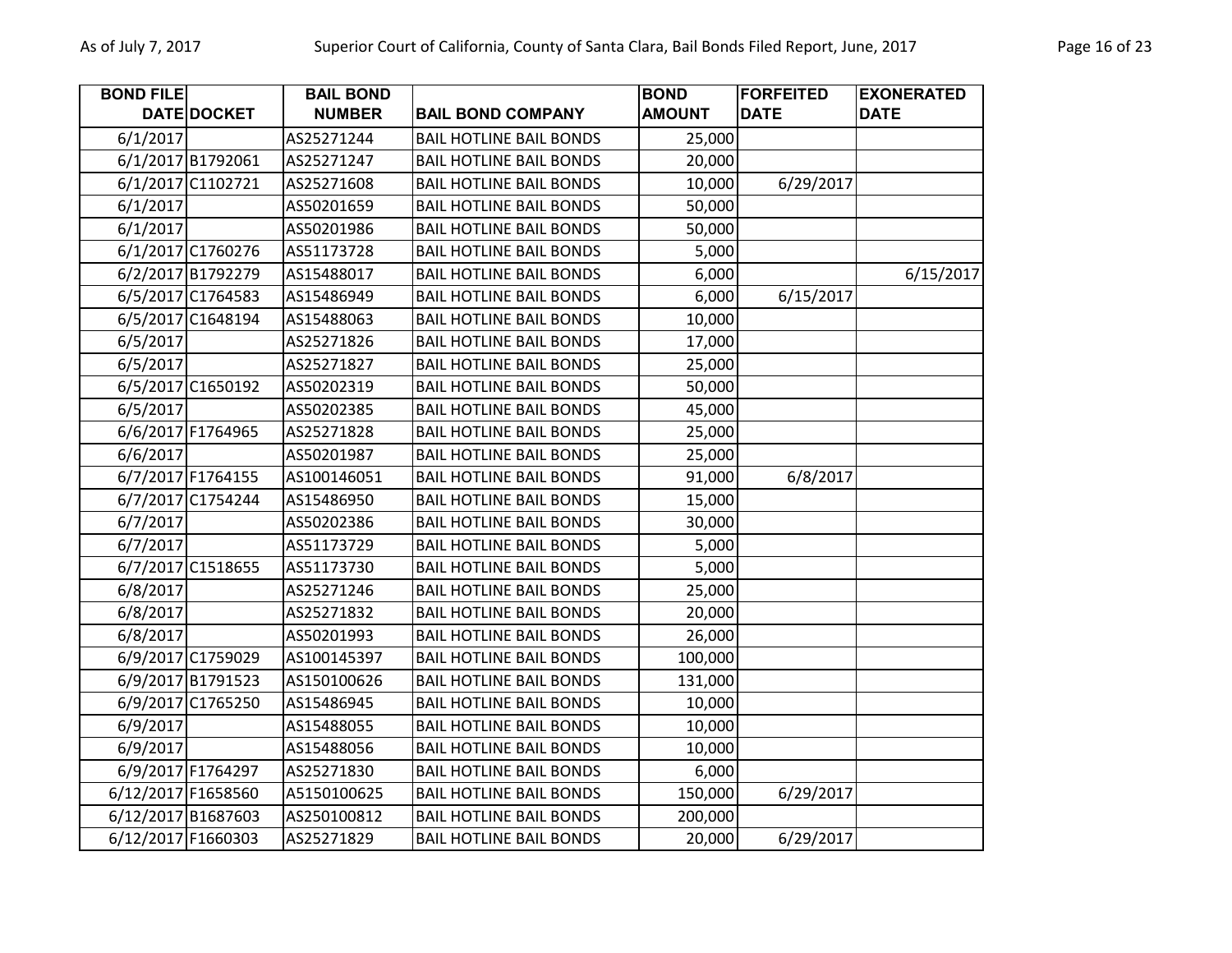| BOND FILE DATE | DOCKET | BAIL BOND NUMBER | BAIL BOND COMPANY | BOND AMOUNT | FORFEITED DATE | EXONERATED DATE |
|---|---|---|---|---|---|---|
| 6/1/2017 | | AS25271244 | BAIL HOTLINE BAIL BONDS | 25,000 | | |
| 6/1/2017 | B1792061 | AS25271247 | BAIL HOTLINE BAIL BONDS | 20,000 | | |
| 6/1/2017 | C1102721 | AS25271608 | BAIL HOTLINE BAIL BONDS | 10,000 | 6/29/2017 | |
| 6/1/2017 | | AS50201659 | BAIL HOTLINE BAIL BONDS | 50,000 | | |
| 6/1/2017 | | AS50201986 | BAIL HOTLINE BAIL BONDS | 50,000 | | |
| 6/1/2017 | C1760276 | AS51173728 | BAIL HOTLINE BAIL BONDS | 5,000 | | |
| 6/2/2017 | B1792279 | AS15488017 | BAIL HOTLINE BAIL BONDS | 6,000 | | 6/15/2017 |
| 6/5/2017 | C1764583 | AS15486949 | BAIL HOTLINE BAIL BONDS | 6,000 | 6/15/2017 | |
| 6/5/2017 | C1648194 | AS15488063 | BAIL HOTLINE BAIL BONDS | 10,000 | | |
| 6/5/2017 | | AS25271826 | BAIL HOTLINE BAIL BONDS | 17,000 | | |
| 6/5/2017 | | AS25271827 | BAIL HOTLINE BAIL BONDS | 25,000 | | |
| 6/5/2017 | C1650192 | AS50202319 | BAIL HOTLINE BAIL BONDS | 50,000 | | |
| 6/5/2017 | | AS50202385 | BAIL HOTLINE BAIL BONDS | 45,000 | | |
| 6/6/2017 | F1764965 | AS25271828 | BAIL HOTLINE BAIL BONDS | 25,000 | | |
| 6/6/2017 | | AS50201987 | BAIL HOTLINE BAIL BONDS | 25,000 | | |
| 6/7/2017 | F1764155 | AS100146051 | BAIL HOTLINE BAIL BONDS | 91,000 | 6/8/2017 | |
| 6/7/2017 | C1754244 | AS15486950 | BAIL HOTLINE BAIL BONDS | 15,000 | | |
| 6/7/2017 | | AS50202386 | BAIL HOTLINE BAIL BONDS | 30,000 | | |
| 6/7/2017 | | AS51173729 | BAIL HOTLINE BAIL BONDS | 5,000 | | |
| 6/7/2017 | C1518655 | AS51173730 | BAIL HOTLINE BAIL BONDS | 5,000 | | |
| 6/8/2017 | | AS25271246 | BAIL HOTLINE BAIL BONDS | 25,000 | | |
| 6/8/2017 | | AS25271832 | BAIL HOTLINE BAIL BONDS | 20,000 | | |
| 6/8/2017 | | AS50201993 | BAIL HOTLINE BAIL BONDS | 26,000 | | |
| 6/9/2017 | C1759029 | AS100145397 | BAIL HOTLINE BAIL BONDS | 100,000 | | |
| 6/9/2017 | B1791523 | AS150100626 | BAIL HOTLINE BAIL BONDS | 131,000 | | |
| 6/9/2017 | C1765250 | AS15486945 | BAIL HOTLINE BAIL BONDS | 10,000 | | |
| 6/9/2017 | | AS15488055 | BAIL HOTLINE BAIL BONDS | 10,000 | | |
| 6/9/2017 | | AS15488056 | BAIL HOTLINE BAIL BONDS | 10,000 | | |
| 6/9/2017 | F1764297 | AS25271830 | BAIL HOTLINE BAIL BONDS | 6,000 | | |
| 6/12/2017 | F1658560 | A5150100625 | BAIL HOTLINE BAIL BONDS | 150,000 | 6/29/2017 | |
| 6/12/2017 | B1687603 | AS250100812 | BAIL HOTLINE BAIL BONDS | 200,000 | | |
| 6/12/2017 | F1660303 | AS25271829 | BAIL HOTLINE BAIL BONDS | 20,000 | 6/29/2017 | |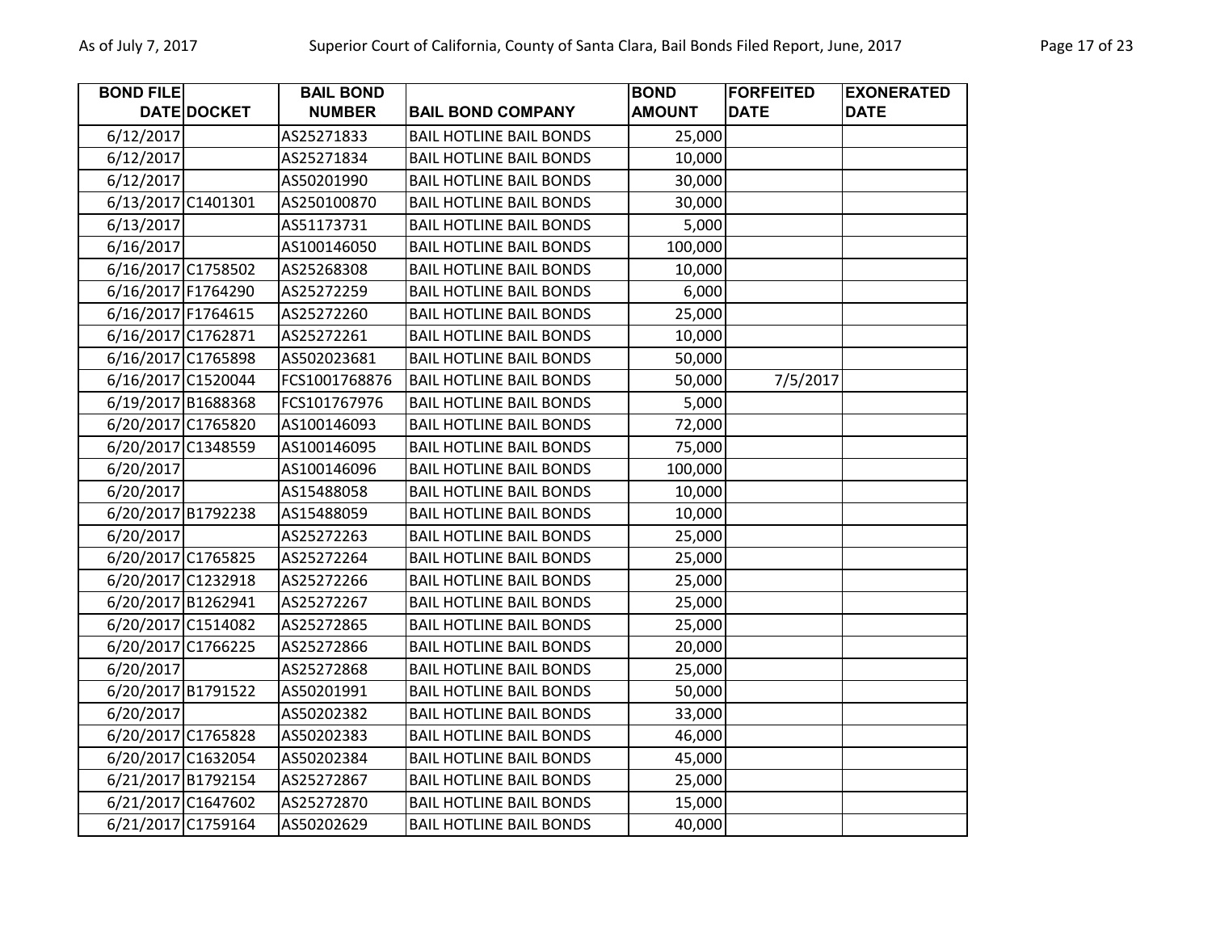| BOND FILE DATE | DOCKET | BAIL BOND NUMBER | BAIL BOND COMPANY | BOND AMOUNT | FORFEITED DATE | EXONERATED DATE |
|---|---|---|---|---|---|---|
| 6/12/2017 | | AS25271833 | BAIL HOTLINE BAIL BONDS | 25,000 | | |
| 6/12/2017 | | AS25271834 | BAIL HOTLINE BAIL BONDS | 10,000 | | |
| 6/12/2017 | | AS50201990 | BAIL HOTLINE BAIL BONDS | 30,000 | | |
| 6/13/2017 | C1401301 | AS250100870 | BAIL HOTLINE BAIL BONDS | 30,000 | | |
| 6/13/2017 | | AS51173731 | BAIL HOTLINE BAIL BONDS | 5,000 | | |
| 6/16/2017 | | AS100146050 | BAIL HOTLINE BAIL BONDS | 100,000 | | |
| 6/16/2017 | C1758502 | AS25268308 | BAIL HOTLINE BAIL BONDS | 10,000 | | |
| 6/16/2017 | F1764290 | AS25272259 | BAIL HOTLINE BAIL BONDS | 6,000 | | |
| 6/16/2017 | F1764615 | AS25272260 | BAIL HOTLINE BAIL BONDS | 25,000 | | |
| 6/16/2017 | C1762871 | AS25272261 | BAIL HOTLINE BAIL BONDS | 10,000 | | |
| 6/16/2017 | C1765898 | AS502023681 | BAIL HOTLINE BAIL BONDS | 50,000 | | |
| 6/16/2017 | C1520044 | FCS1001768876 | BAIL HOTLINE BAIL BONDS | 50,000 | 7/5/2017 | |
| 6/19/2017 | B1688368 | FCS101767976 | BAIL HOTLINE BAIL BONDS | 5,000 | | |
| 6/20/2017 | C1765820 | AS100146093 | BAIL HOTLINE BAIL BONDS | 72,000 | | |
| 6/20/2017 | C1348559 | AS100146095 | BAIL HOTLINE BAIL BONDS | 75,000 | | |
| 6/20/2017 | | AS100146096 | BAIL HOTLINE BAIL BONDS | 100,000 | | |
| 6/20/2017 | | AS15488058 | BAIL HOTLINE BAIL BONDS | 10,000 | | |
| 6/20/2017 | B1792238 | AS15488059 | BAIL HOTLINE BAIL BONDS | 10,000 | | |
| 6/20/2017 | | AS25272263 | BAIL HOTLINE BAIL BONDS | 25,000 | | |
| 6/20/2017 | C1765825 | AS25272264 | BAIL HOTLINE BAIL BONDS | 25,000 | | |
| 6/20/2017 | C1232918 | AS25272266 | BAIL HOTLINE BAIL BONDS | 25,000 | | |
| 6/20/2017 | B1262941 | AS25272267 | BAIL HOTLINE BAIL BONDS | 25,000 | | |
| 6/20/2017 | C1514082 | AS25272865 | BAIL HOTLINE BAIL BONDS | 25,000 | | |
| 6/20/2017 | C1766225 | AS25272866 | BAIL HOTLINE BAIL BONDS | 20,000 | | |
| 6/20/2017 | | AS25272868 | BAIL HOTLINE BAIL BONDS | 25,000 | | |
| 6/20/2017 | B1791522 | AS50201991 | BAIL HOTLINE BAIL BONDS | 50,000 | | |
| 6/20/2017 | | AS50202382 | BAIL HOTLINE BAIL BONDS | 33,000 | | |
| 6/20/2017 | C1765828 | AS50202383 | BAIL HOTLINE BAIL BONDS | 46,000 | | |
| 6/20/2017 | C1632054 | AS50202384 | BAIL HOTLINE BAIL BONDS | 45,000 | | |
| 6/21/2017 | B1792154 | AS25272867 | BAIL HOTLINE BAIL BONDS | 25,000 | | |
| 6/21/2017 | C1647602 | AS25272870 | BAIL HOTLINE BAIL BONDS | 15,000 | | |
| 6/21/2017 | C1759164 | AS50202629 | BAIL HOTLINE BAIL BONDS | 40,000 | | |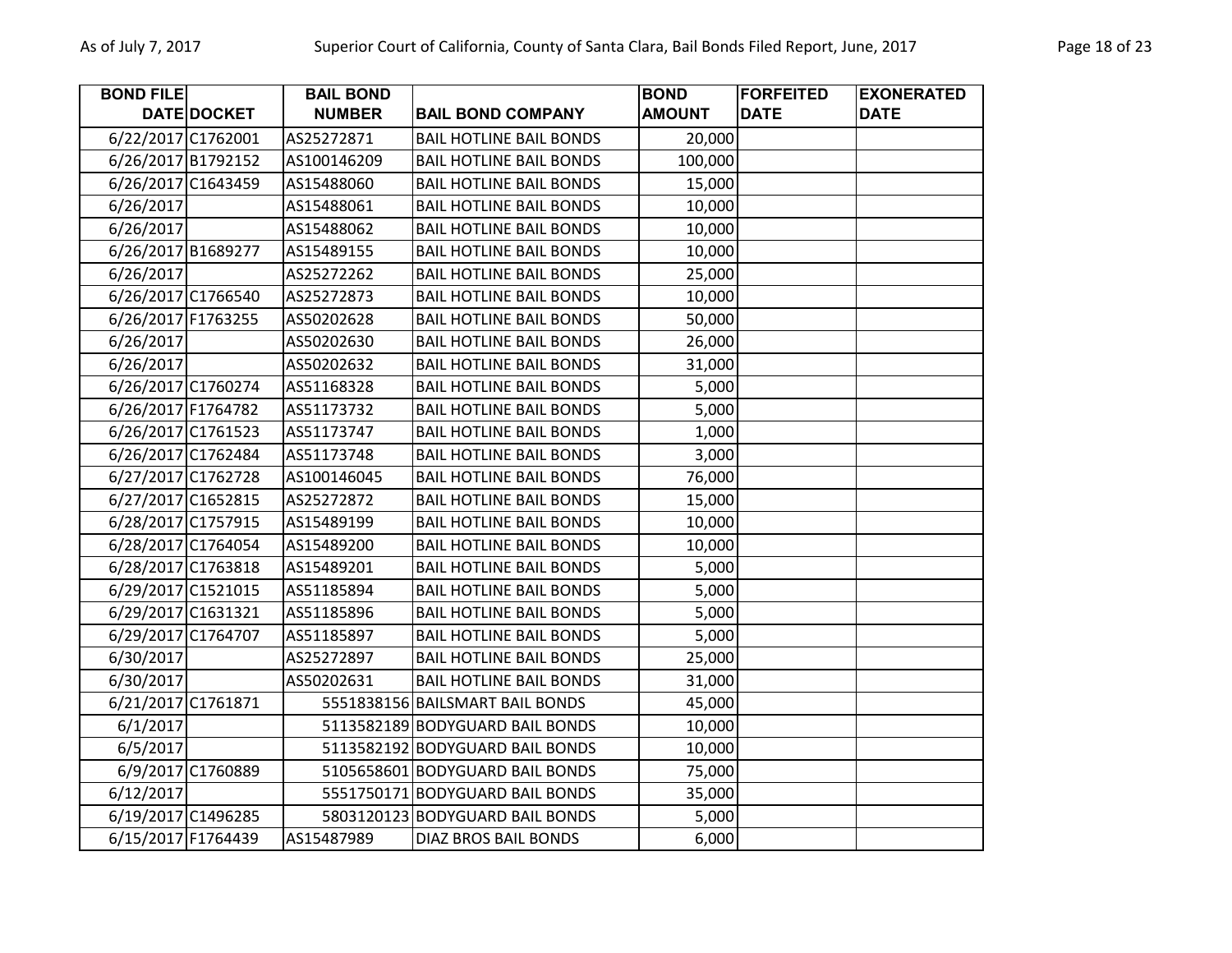| BOND FILE DATE | DOCKET | BAIL BOND NUMBER | BAIL BOND COMPANY | BOND AMOUNT | FORFEITED DATE | EXONERATED DATE |
|---|---|---|---|---|---|---|
| 6/22/2017 | C1762001 | AS25272871 | BAIL HOTLINE BAIL BONDS | 20,000 | | |
| 6/26/2017 | B1792152 | AS100146209 | BAIL HOTLINE BAIL BONDS | 100,000 | | |
| 6/26/2017 | C1643459 | AS15488060 | BAIL HOTLINE BAIL BONDS | 15,000 | | |
| 6/26/2017 | | AS15488061 | BAIL HOTLINE BAIL BONDS | 10,000 | | |
| 6/26/2017 | | AS15488062 | BAIL HOTLINE BAIL BONDS | 10,000 | | |
| 6/26/2017 | B1689277 | AS15489155 | BAIL HOTLINE BAIL BONDS | 10,000 | | |
| 6/26/2017 | | AS25272262 | BAIL HOTLINE BAIL BONDS | 25,000 | | |
| 6/26/2017 | C1766540 | AS25272873 | BAIL HOTLINE BAIL BONDS | 10,000 | | |
| 6/26/2017 | F1763255 | AS50202628 | BAIL HOTLINE BAIL BONDS | 50,000 | | |
| 6/26/2017 | | AS50202630 | BAIL HOTLINE BAIL BONDS | 26,000 | | |
| 6/26/2017 | | AS50202632 | BAIL HOTLINE BAIL BONDS | 31,000 | | |
| 6/26/2017 | C1760274 | AS51168328 | BAIL HOTLINE BAIL BONDS | 5,000 | | |
| 6/26/2017 | F1764782 | AS51173732 | BAIL HOTLINE BAIL BONDS | 5,000 | | |
| 6/26/2017 | C1761523 | AS51173747 | BAIL HOTLINE BAIL BONDS | 1,000 | | |
| 6/26/2017 | C1762484 | AS51173748 | BAIL HOTLINE BAIL BONDS | 3,000 | | |
| 6/27/2017 | C1762728 | AS100146045 | BAIL HOTLINE BAIL BONDS | 76,000 | | |
| 6/27/2017 | C1652815 | AS25272872 | BAIL HOTLINE BAIL BONDS | 15,000 | | |
| 6/28/2017 | C1757915 | AS15489199 | BAIL HOTLINE BAIL BONDS | 10,000 | | |
| 6/28/2017 | C1764054 | AS15489200 | BAIL HOTLINE BAIL BONDS | 10,000 | | |
| 6/28/2017 | C1763818 | AS15489201 | BAIL HOTLINE BAIL BONDS | 5,000 | | |
| 6/29/2017 | C1521015 | AS51185894 | BAIL HOTLINE BAIL BONDS | 5,000 | | |
| 6/29/2017 | C1631321 | AS51185896 | BAIL HOTLINE BAIL BONDS | 5,000 | | |
| 6/29/2017 | C1764707 | AS51185897 | BAIL HOTLINE BAIL BONDS | 5,000 | | |
| 6/30/2017 | | AS25272897 | BAIL HOTLINE BAIL BONDS | 25,000 | | |
| 6/30/2017 | | AS50202631 | BAIL HOTLINE BAIL BONDS | 31,000 | | |
| 6/21/2017 | C1761871 | 5551838156 | BAILSMART BAIL BONDS | 45,000 | | |
| 6/1/2017 | | 5113582189 | BODYGUARD BAIL BONDS | 10,000 | | |
| 6/5/2017 | | 5113582192 | BODYGUARD BAIL BONDS | 10,000 | | |
| 6/9/2017 | C1760889 | 5105658601 | BODYGUARD BAIL BONDS | 75,000 | | |
| 6/12/2017 | | 5551750171 | BODYGUARD BAIL BONDS | 35,000 | | |
| 6/19/2017 | C1496285 | 5803120123 | BODYGUARD BAIL BONDS | 5,000 | | |
| 6/15/2017 | F1764439 | AS15487989 | DIAZ BROS BAIL BONDS | 6,000 | | |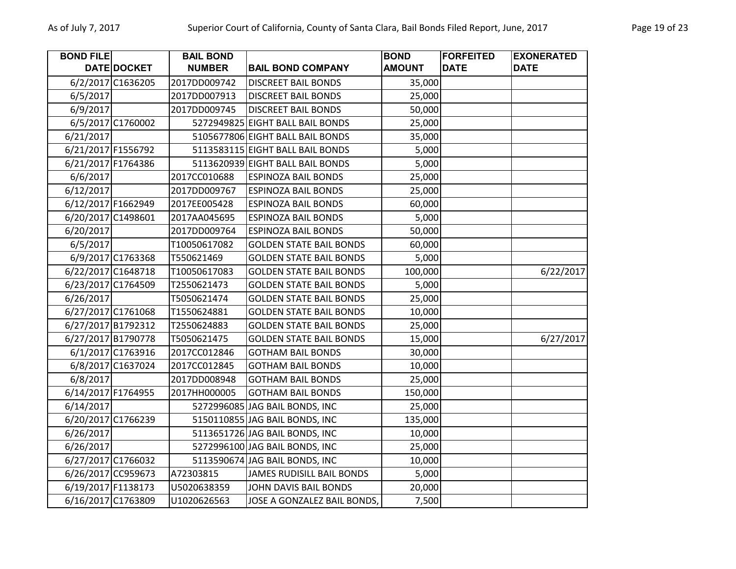| BOND FILE DATE | DOCKET | BAIL BOND NUMBER | BAIL BOND COMPANY | BOND AMOUNT | FORFEITED DATE | EXONERATED DATE |
|---|---|---|---|---|---|---|
| 6/2/2017 | C1636205 | 2017DD009742 | DISCREET BAIL BONDS | 35,000 | | |
| 6/5/2017 | | 2017DD007913 | DISCREET BAIL BONDS | 25,000 | | |
| 6/9/2017 | | 2017DD009745 | DISCREET BAIL BONDS | 50,000 | | |
| 6/5/2017 | C1760002 | 5272949825 | EIGHT BALL BAIL BONDS | 25,000 | | |
| 6/21/2017 | | 5105677806 | EIGHT BALL BAIL BONDS | 35,000 | | |
| 6/21/2017 | F1556792 | 5113583115 | EIGHT BALL BAIL BONDS | 5,000 | | |
| 6/21/2017 | F1764386 | 5113620939 | EIGHT BALL BAIL BONDS | 5,000 | | |
| 6/6/2017 | | 2017CC010688 | ESPINOZA BAIL BONDS | 25,000 | | |
| 6/12/2017 | | 2017DD009767 | ESPINOZA BAIL BONDS | 25,000 | | |
| 6/12/2017 | F1662949 | 2017EE005428 | ESPINOZA BAIL BONDS | 60,000 | | |
| 6/20/2017 | C1498601 | 2017AA045695 | ESPINOZA BAIL BONDS | 5,000 | | |
| 6/20/2017 | | 2017DD009764 | ESPINOZA BAIL BONDS | 50,000 | | |
| 6/5/2017 | | T10050617082 | GOLDEN STATE BAIL BONDS | 60,000 | | |
| 6/9/2017 | C1763368 | T550621469 | GOLDEN STATE BAIL BONDS | 5,000 | | |
| 6/22/2017 | C1648718 | T10050617083 | GOLDEN STATE BAIL BONDS | 100,000 | | 6/22/2017 |
| 6/23/2017 | C1764509 | T2550621473 | GOLDEN STATE BAIL BONDS | 5,000 | | |
| 6/26/2017 | | T5050621474 | GOLDEN STATE BAIL BONDS | 25,000 | | |
| 6/27/2017 | C1761068 | T1550624881 | GOLDEN STATE BAIL BONDS | 10,000 | | |
| 6/27/2017 | B1792312 | T2550624883 | GOLDEN STATE BAIL BONDS | 25,000 | | |
| 6/27/2017 | B1790778 | T5050621475 | GOLDEN STATE BAIL BONDS | 15,000 | | 6/27/2017 |
| 6/1/2017 | C1763916 | 2017CC012846 | GOTHAM BAIL BONDS | 30,000 | | |
| 6/8/2017 | C1637024 | 2017CC012845 | GOTHAM BAIL BONDS | 10,000 | | |
| 6/8/2017 | | 2017DD008948 | GOTHAM BAIL BONDS | 25,000 | | |
| 6/14/2017 | F1764955 | 2017HH000005 | GOTHAM BAIL BONDS | 150,000 | | |
| 6/14/2017 | | 5272996085 | JAG BAIL BONDS, INC | 25,000 | | |
| 6/20/2017 | C1766239 | 5150110855 | JAG BAIL BONDS, INC | 135,000 | | |
| 6/26/2017 | | 5113651726 | JAG BAIL BONDS, INC | 10,000 | | |
| 6/26/2017 | | 5272996100 | JAG BAIL BONDS, INC | 25,000 | | |
| 6/27/2017 | C1766032 | 5113590674 | JAG BAIL BONDS, INC | 10,000 | | |
| 6/26/2017 | CC959673 | A72303815 | JAMES RUDISILL BAIL BONDS | 5,000 | | |
| 6/19/2017 | F1138173 | U5020638359 | JOHN DAVIS BAIL BONDS | 20,000 | | |
| 6/16/2017 | C1763809 | U1020626563 | JOSE A GONZALEZ BAIL BONDS, | 7,500 | | |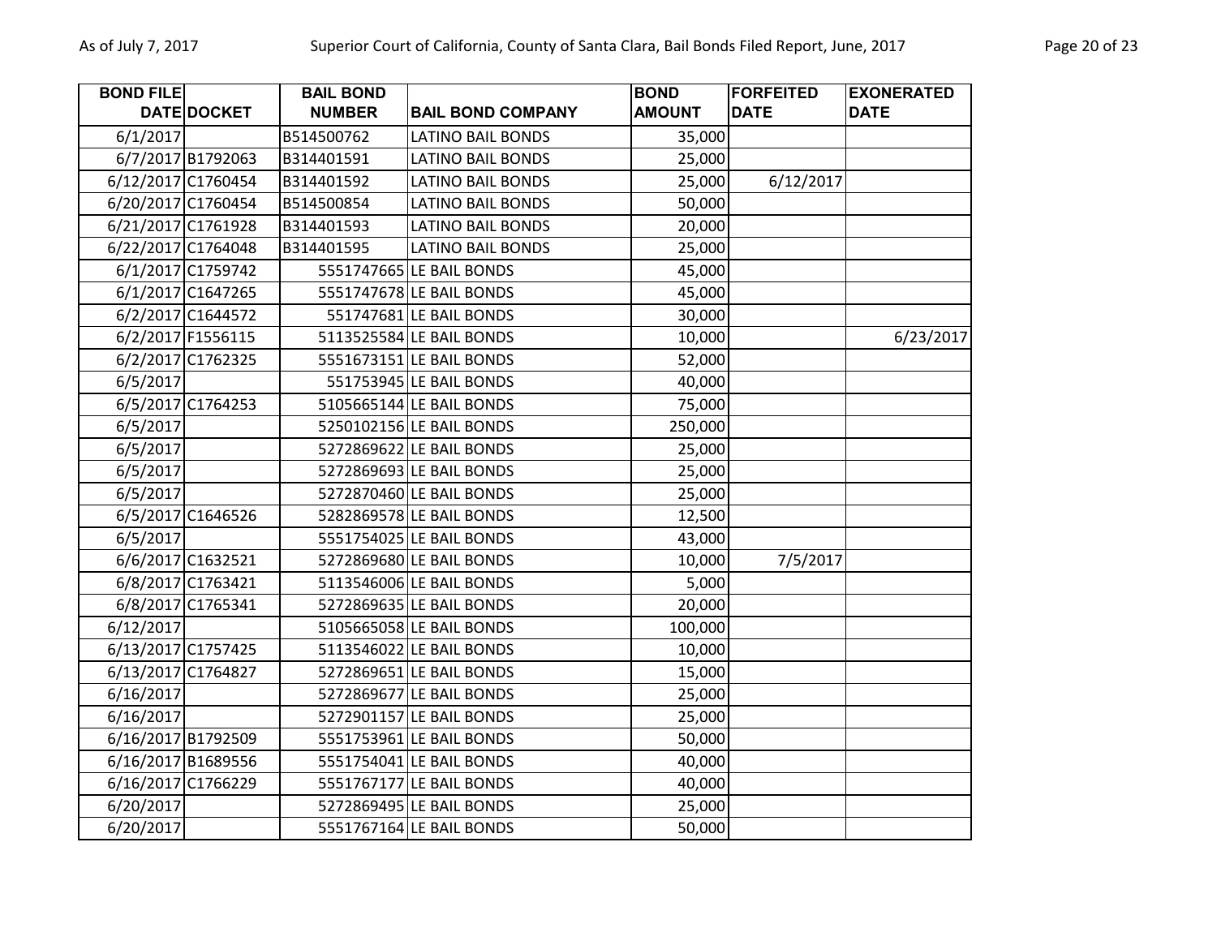| BOND FILE DATE | DOCKET | BAIL BOND NUMBER | BAIL BOND COMPANY | BOND AMOUNT | FORFEITED DATE | EXONERATED DATE |
|---|---|---|---|---|---|---|
| 6/1/2017 | | B514500762 | LATINO BAIL BONDS | 35,000 | | |
| 6/7/2017 | B1792063 | B314401591 | LATINO BAIL BONDS | 25,000 | | |
| 6/12/2017 | C1760454 | B314401592 | LATINO BAIL BONDS | 25,000 | 6/12/2017 | |
| 6/20/2017 | C1760454 | B514500854 | LATINO BAIL BONDS | 50,000 | | |
| 6/21/2017 | C1761928 | B314401593 | LATINO BAIL BONDS | 20,000 | | |
| 6/22/2017 | C1764048 | B314401595 | LATINO BAIL BONDS | 25,000 | | |
| 6/1/2017 | C1759742 | 5551747665 | LE BAIL BONDS | 45,000 | | |
| 6/1/2017 | C1647265 | 5551747678 | LE BAIL BONDS | 45,000 | | |
| 6/2/2017 | C1644572 | 551747681 | LE BAIL BONDS | 30,000 | | |
| 6/2/2017 | F1556115 | 5113525584 | LE BAIL BONDS | 10,000 | | 6/23/2017 |
| 6/2/2017 | C1762325 | 5551673151 | LE BAIL BONDS | 52,000 | | |
| 6/5/2017 | | 551753945 | LE BAIL BONDS | 40,000 | | |
| 6/5/2017 | C1764253 | 5105665144 | LE BAIL BONDS | 75,000 | | |
| 6/5/2017 | | 5250102156 | LE BAIL BONDS | 250,000 | | |
| 6/5/2017 | | 5272869622 | LE BAIL BONDS | 25,000 | | |
| 6/5/2017 | | 5272869693 | LE BAIL BONDS | 25,000 | | |
| 6/5/2017 | | 5272870460 | LE BAIL BONDS | 25,000 | | |
| 6/5/2017 | C1646526 | 5282869578 | LE BAIL BONDS | 12,500 | | |
| 6/5/2017 | | 5551754025 | LE BAIL BONDS | 43,000 | | |
| 6/6/2017 | C1632521 | 5272869680 | LE BAIL BONDS | 10,000 | 7/5/2017 | |
| 6/8/2017 | C1763421 | 5113546006 | LE BAIL BONDS | 5,000 | | |
| 6/8/2017 | C1765341 | 5272869635 | LE BAIL BONDS | 20,000 | | |
| 6/12/2017 | | 5105665058 | LE BAIL BONDS | 100,000 | | |
| 6/13/2017 | C1757425 | 5113546022 | LE BAIL BONDS | 10,000 | | |
| 6/13/2017 | C1764827 | 5272869651 | LE BAIL BONDS | 15,000 | | |
| 6/16/2017 | | 5272869677 | LE BAIL BONDS | 25,000 | | |
| 6/16/2017 | | 5272901157 | LE BAIL BONDS | 25,000 | | |
| 6/16/2017 | B1792509 | 5551753961 | LE BAIL BONDS | 50,000 | | |
| 6/16/2017 | B1689556 | 5551754041 | LE BAIL BONDS | 40,000 | | |
| 6/16/2017 | C1766229 | 5551767177 | LE BAIL BONDS | 40,000 | | |
| 6/20/2017 | | 5272869495 | LE BAIL BONDS | 25,000 | | |
| 6/20/2017 | | 5551767164 | LE BAIL BONDS | 50,000 | | |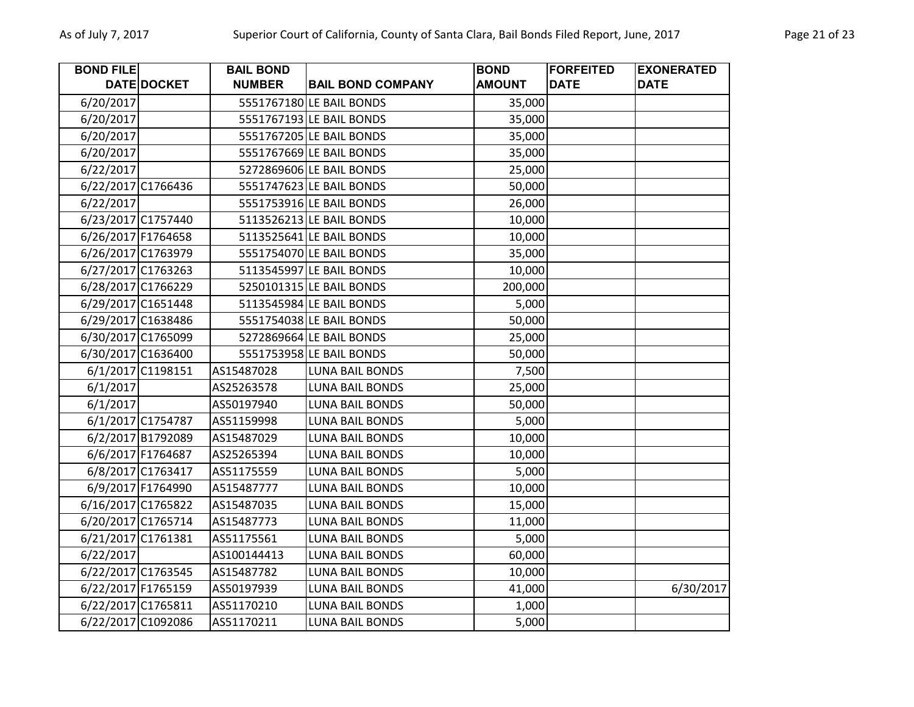| BOND FILE DATE | DOCKET | BAIL BOND NUMBER | BAIL BOND COMPANY | BOND AMOUNT | FORFEITED DATE | EXONERATED DATE |
|---|---|---|---|---|---|---|
| 6/20/2017 | | 5551767180 | LE BAIL BONDS | 35,000 | | |
| 6/20/2017 | | 5551767193 | LE BAIL BONDS | 35,000 | | |
| 6/20/2017 | | 5551767205 | LE BAIL BONDS | 35,000 | | |
| 6/20/2017 | | 5551767669 | LE BAIL BONDS | 35,000 | | |
| 6/22/2017 | | 5272869606 | LE BAIL BONDS | 25,000 | | |
| 6/22/2017 | C1766436 | 5551747623 | LE BAIL BONDS | 50,000 | | |
| 6/22/2017 | | 5551753916 | LE BAIL BONDS | 26,000 | | |
| 6/23/2017 | C1757440 | 5113526213 | LE BAIL BONDS | 10,000 | | |
| 6/26/2017 | F1764658 | 5113525641 | LE BAIL BONDS | 10,000 | | |
| 6/26/2017 | C1763979 | 5551754070 | LE BAIL BONDS | 35,000 | | |
| 6/27/2017 | C1763263 | 5113545997 | LE BAIL BONDS | 10,000 | | |
| 6/28/2017 | C1766229 | 5250101315 | LE BAIL BONDS | 200,000 | | |
| 6/29/2017 | C1651448 | 5113545984 | LE BAIL BONDS | 5,000 | | |
| 6/29/2017 | C1638486 | 5551754038 | LE BAIL BONDS | 50,000 | | |
| 6/30/2017 | C1765099 | 5272869664 | LE BAIL BONDS | 25,000 | | |
| 6/30/2017 | C1636400 | 5551753958 | LE BAIL BONDS | 50,000 | | |
| 6/1/2017 | C1198151 | AS15487028 | LUNA BAIL BONDS | 7,500 | | |
| 6/1/2017 | | AS25263578 | LUNA BAIL BONDS | 25,000 | | |
| 6/1/2017 | | AS50197940 | LUNA BAIL BONDS | 50,000 | | |
| 6/1/2017 | C1754787 | AS51159998 | LUNA BAIL BONDS | 5,000 | | |
| 6/2/2017 | B1792089 | AS15487029 | LUNA BAIL BONDS | 10,000 | | |
| 6/6/2017 | F1764687 | AS25265394 | LUNA BAIL BONDS | 10,000 | | |
| 6/8/2017 | C1763417 | AS51175559 | LUNA BAIL BONDS | 5,000 | | |
| 6/9/2017 | F1764990 | A515487777 | LUNA BAIL BONDS | 10,000 | | |
| 6/16/2017 | C1765822 | AS15487035 | LUNA BAIL BONDS | 15,000 | | |
| 6/20/2017 | C1765714 | AS15487773 | LUNA BAIL BONDS | 11,000 | | |
| 6/21/2017 | C1761381 | AS51175561 | LUNA BAIL BONDS | 5,000 | | |
| 6/22/2017 | | AS100144413 | LUNA BAIL BONDS | 60,000 | | |
| 6/22/2017 | C1763545 | AS15487782 | LUNA BAIL BONDS | 10,000 | | |
| 6/22/2017 | F1765159 | AS50197939 | LUNA BAIL BONDS | 41,000 | | 6/30/2017 |
| 6/22/2017 | C1765811 | AS51170210 | LUNA BAIL BONDS | 1,000 | | |
| 6/22/2017 | C1092086 | AS51170211 | LUNA BAIL BONDS | 5,000 | | |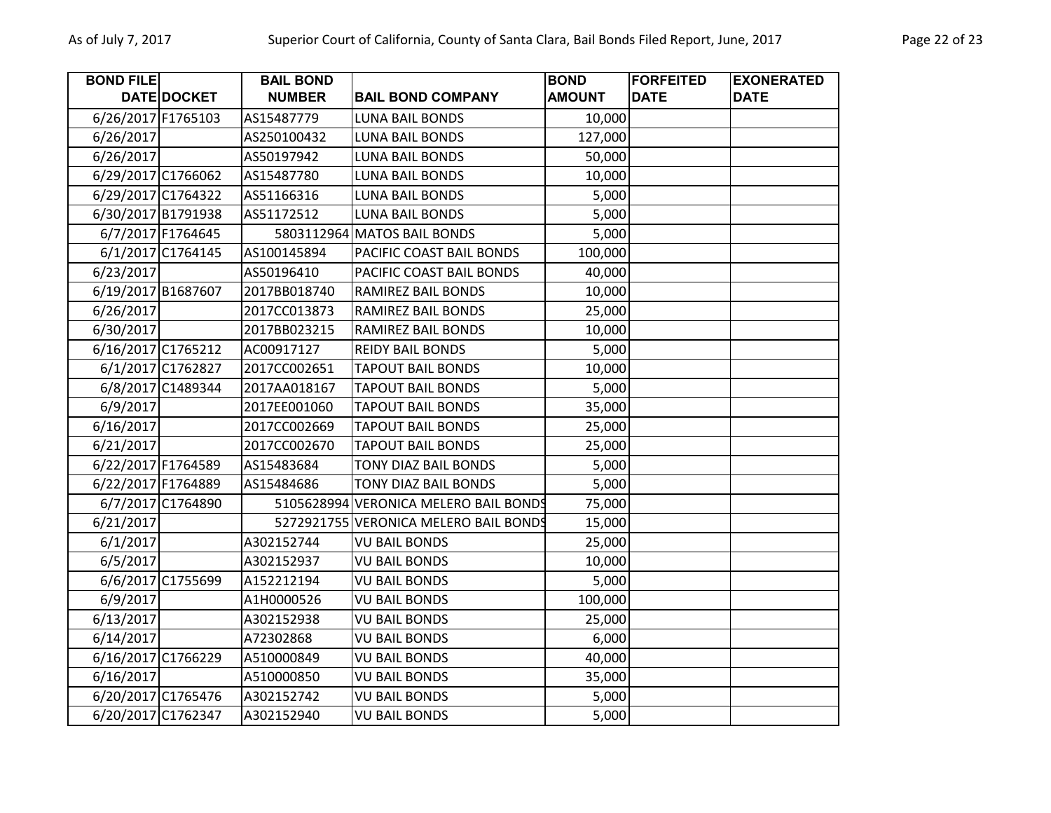| BOND FILE DATE | DOCKET | BAIL BOND NUMBER | BAIL BOND COMPANY | BOND AMOUNT | FORFEITED DATE | EXONERATED DATE |
|---|---|---|---|---|---|---|
| 6/26/2017 | F1765103 | AS15487779 | LUNA BAIL BONDS | 10,000 | | |
| 6/26/2017 | | AS250100432 | LUNA BAIL BONDS | 127,000 | | |
| 6/26/2017 | | AS50197942 | LUNA BAIL BONDS | 50,000 | | |
| 6/29/2017 | C1766062 | AS15487780 | LUNA BAIL BONDS | 10,000 | | |
| 6/29/2017 | C1764322 | AS51166316 | LUNA BAIL BONDS | 5,000 | | |
| 6/30/2017 | B1791938 | AS51172512 | LUNA BAIL BONDS | 5,000 | | |
| 6/7/2017 | F1764645 | 5803112964 | MATOS BAIL BONDS | 5,000 | | |
| 6/1/2017 | C1764145 | AS100145894 | PACIFIC COAST BAIL BONDS | 100,000 | | |
| 6/23/2017 | | AS50196410 | PACIFIC COAST BAIL BONDS | 40,000 | | |
| 6/19/2017 | B1687607 | 2017BB018740 | RAMIREZ BAIL BONDS | 10,000 | | |
| 6/26/2017 | | 2017CC013873 | RAMIREZ BAIL BONDS | 25,000 | | |
| 6/30/2017 | | 2017BB023215 | RAMIREZ BAIL BONDS | 10,000 | | |
| 6/16/2017 | C1765212 | AC00917127 | REIDY BAIL BONDS | 5,000 | | |
| 6/1/2017 | C1762827 | 2017CC002651 | TAPOUT BAIL BONDS | 10,000 | | |
| 6/8/2017 | C1489344 | 2017AA018167 | TAPOUT BAIL BONDS | 5,000 | | |
| 6/9/2017 | | 2017EE001060 | TAPOUT BAIL BONDS | 35,000 | | |
| 6/16/2017 | | 2017CC002669 | TAPOUT BAIL BONDS | 25,000 | | |
| 6/21/2017 | | 2017CC002670 | TAPOUT BAIL BONDS | 25,000 | | |
| 6/22/2017 | F1764589 | AS15483684 | TONY DIAZ BAIL BONDS | 5,000 | | |
| 6/22/2017 | F1764889 | AS15484686 | TONY DIAZ BAIL BONDS | 5,000 | | |
| 6/7/2017 | C1764890 | 5105628994 | VERONICA MELERO BAIL BONDS | 75,000 | | |
| 6/21/2017 | | 5272921755 | VERONICA MELERO BAIL BONDS | 15,000 | | |
| 6/1/2017 | | A302152744 | VU BAIL BONDS | 25,000 | | |
| 6/5/2017 | | A302152937 | VU BAIL BONDS | 10,000 | | |
| 6/6/2017 | C1755699 | A152212194 | VU BAIL BONDS | 5,000 | | |
| 6/9/2017 | | A1H0000526 | VU BAIL BONDS | 100,000 | | |
| 6/13/2017 | | A302152938 | VU BAIL BONDS | 25,000 | | |
| 6/14/2017 | | A72302868 | VU BAIL BONDS | 6,000 | | |
| 6/16/2017 | C1766229 | A510000849 | VU BAIL BONDS | 40,000 | | |
| 6/16/2017 | | A510000850 | VU BAIL BONDS | 35,000 | | |
| 6/20/2017 | C1765476 | A302152742 | VU BAIL BONDS | 5,000 | | |
| 6/20/2017 | C1762347 | A302152940 | VU BAIL BONDS | 5,000 | | |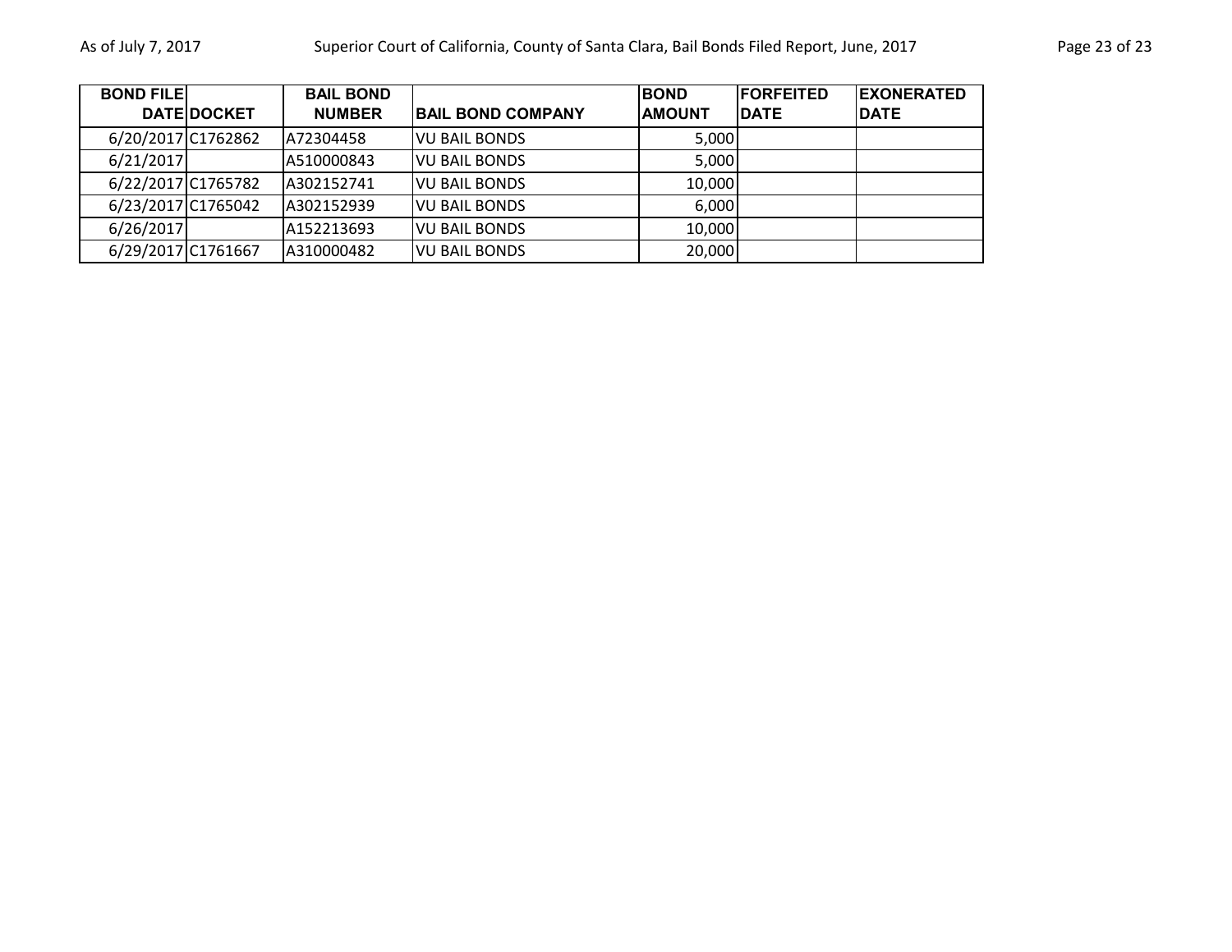| BOND FILE DATE | DOCKET | BAIL BOND NUMBER | BAIL BOND COMPANY | BOND AMOUNT | FORFEITED DATE | EXONERATED DATE |
|---|---|---|---|---|---|---|
| 6/20/2017 | C1762862 | A72304458 | VU BAIL BONDS | 5,000 | | |
| 6/21/2017 | | A510000843 | VU BAIL BONDS | 5,000 | | |
| 6/22/2017 | C1765782 | A302152741 | VU BAIL BONDS | 10,000 | | |
| 6/23/2017 | C1765042 | A302152939 | VU BAIL BONDS | 6,000 | | |
| 6/26/2017 | | A152213693 | VU BAIL BONDS | 10,000 | | |
| 6/29/2017 | C1761667 | A310000482 | VU BAIL BONDS | 20,000 | | |